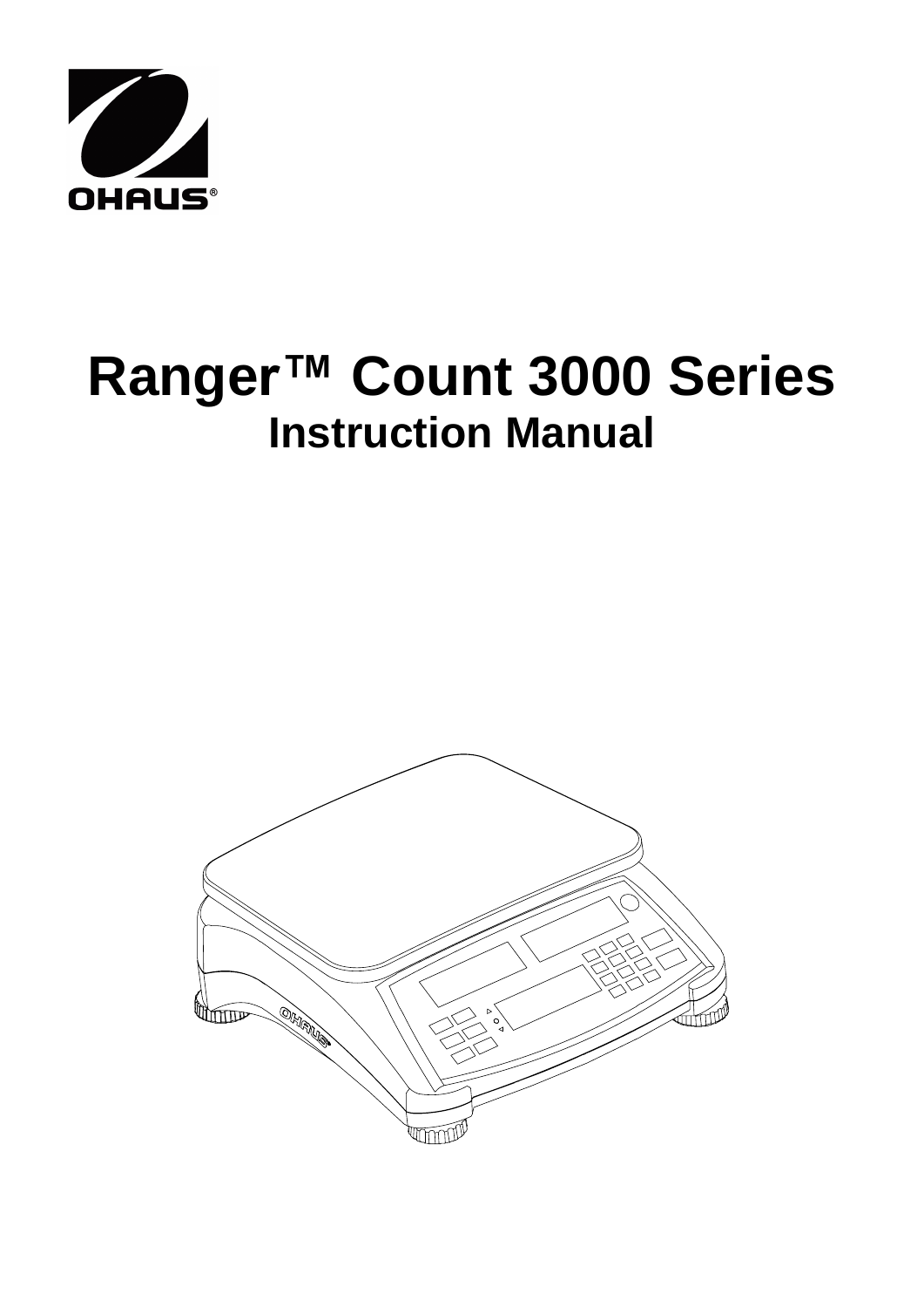OHAUS®

# Ranger™ Count 3000 Series

## Instruction Manual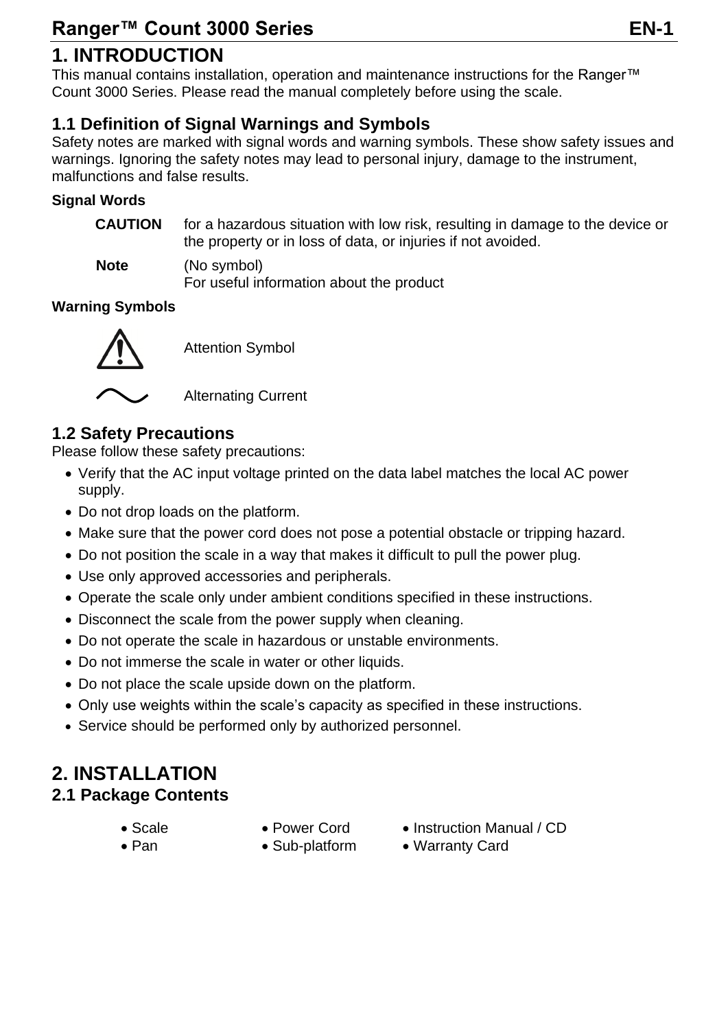# 1. INTRODUCTION

This manual contains installation, operation and maintenance instructions for the Ranger™ Count 3000 Series. Please read the manual completely before using the scale.

## 1.1 Definition of Signal Warnings and Symbols

Safety notes are marked with signal words and warning symbols. These show safety issues and warnings. Ignoring the safety notes may lead to personal injury, damage to the instrument, malfunctions and false results.

**Signal Words**

| | |
|---|---|
| **CAUTION** | for a hazardous situation with low risk, resulting in damage to the device or the property or in loss of data, or injuries if not avoided. |
| **Note** | (No symbol)<br>For useful information about the product |

**Warning Symbols**

⚠ Attention Symbol

∿ Alternating Current

## 1.2 Safety Precautions

Please follow these safety precautions:

- Verify that the AC input voltage printed on the data label matches the local AC power supply.
- Do not drop loads on the platform.
- Make sure that the power cord does not pose a potential obstacle or tripping hazard.
- Do not position the scale in a way that makes it difficult to pull the power plug.
- Use only approved accessories and peripherals.
- Operate the scale only under ambient conditions specified in these instructions.
- Disconnect the scale from the power supply when cleaning.
- Do not operate the scale in hazardous or unstable environments.
- Do not immerse the scale in water or other liquids.
- Do not place the scale upside down on the platform.
- Only use weights within the scale's capacity as specified in these instructions.
- Service should be performed only by authorized personnel.

# 2. INSTALLATION

## 2.1 Package Contents

- Scale
- Pan
- Power Cord
- Sub-platform
- Instruction Manual / CD
- Warranty Card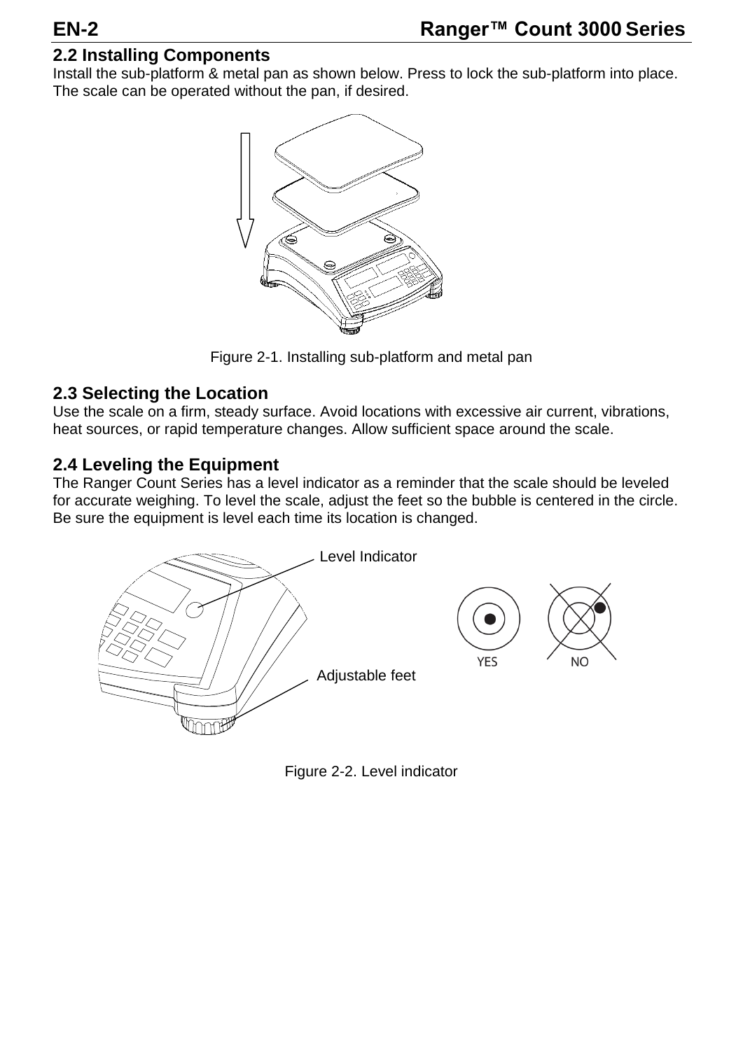## 2.2 Installing Components

Install the sub-platform & metal pan as shown below. Press to lock the sub-platform into place. The scale can be operated without the pan, if desired.

Figure 2-1. Installing sub-platform and metal pan

## 2.3 Selecting the Location

Use the scale on a firm, steady surface. Avoid locations with excessive air current, vibrations, heat sources, or rapid temperature changes. Allow sufficient space around the scale.

## 2.4 Leveling the Equipment

The Ranger Count Series has a level indicator as a reminder that the scale should be leveled for accurate weighing. To level the scale, adjust the feet so the bubble is centered in the circle. Be sure the equipment is level each time its location is changed.

Level Indicator

Adjustable feet

YES

NO

Figure 2-2. Level indicator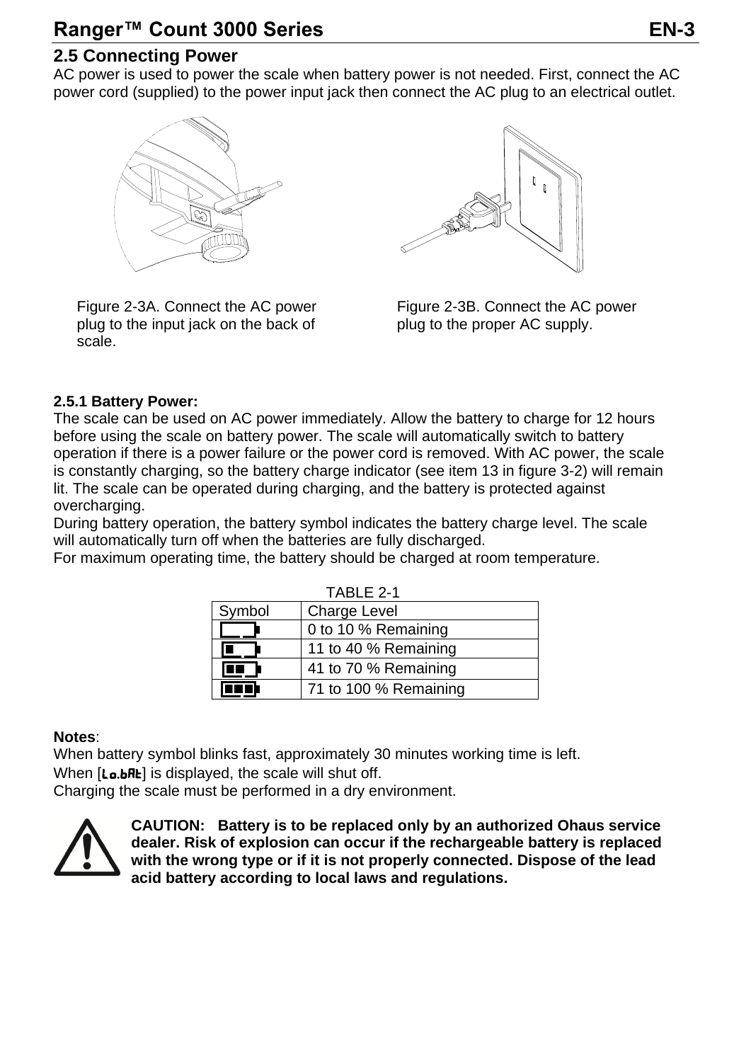## 2.5 Connecting Power

AC power is used to power the scale when battery power is not needed. First, connect the AC power cord (supplied) to the power input jack then connect the AC plug to an electrical outlet.

Figure 2-3A. Connect the AC power plug to the input jack on the back of scale.

Figure 2-3B. Connect the AC power plug to the proper AC supply.

**2.5.1 Battery Power:**

The scale can be used on AC power immediately. Allow the battery to charge for 12 hours before using the scale on battery power. The scale will automatically switch to battery operation if there is a power failure or the power cord is removed. With AC power, the scale is constantly charging, so the battery charge indicator (see item 13 in figure 3-2) will remain lit. The scale can be operated during charging, and the battery is protected against overcharging.

During battery operation, the battery symbol indicates the battery charge level. The scale will automatically turn off when the batteries are fully discharged.

For maximum operating time, the battery should be charged at room temperature.

TABLE 2-1

| Symbol | Charge Level |
|---|---|
| [battery: empty] | 0 to 10 % Remaining |
| [battery: 1 bar] | 11 to 40 % Remaining |
| [battery: 2 bars] | 41 to 70 % Remaining |
| [battery: 3 bars] | 71 to 100 % Remaining |

**Notes**:

When battery symbol blinks fast, approximately 30 minutes working time is left.

When [Lo.bAt] is displayed, the scale will shut off.

Charging the scale must be performed in a dry environment.

**CAUTION: Battery is to be replaced only by an authorized Ohaus service dealer. Risk of explosion can occur if the rechargeable battery is replaced with the wrong type or if it is not properly connected. Dispose of the lead acid battery according to local laws and regulations.**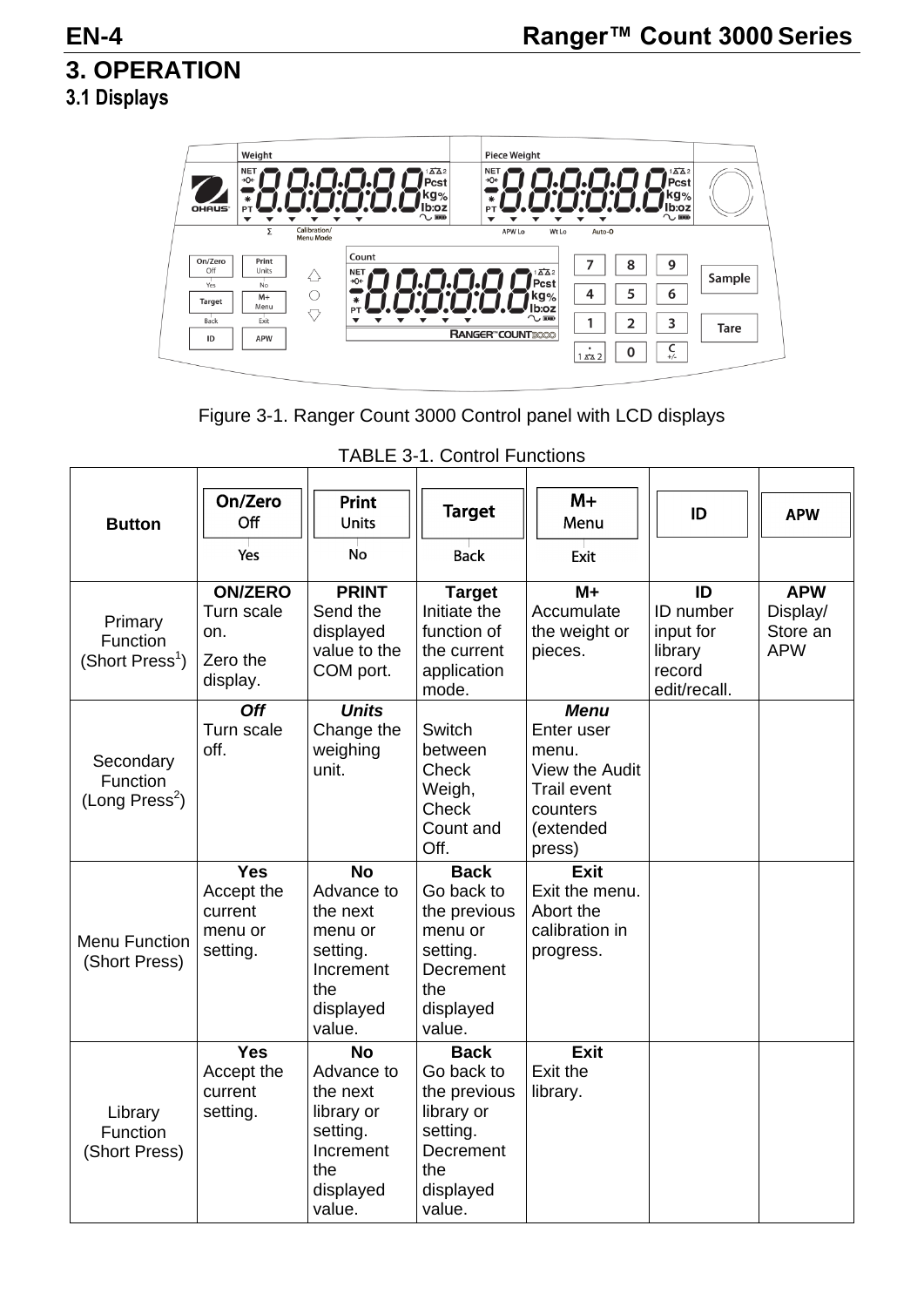# 3. OPERATION

## 3.1 Displays

Figure 3-1. Ranger Count 3000 Control panel with LCD displays

TABLE 3-1. Control Functions

| Button | On/Zero Off Yes | Print Units No | Target Back | M+ Menu Exit | ID | APW |
|---|---|---|---|---|---|---|
| Primary Function (Short Press[1]) | **ON/ZERO** Turn scale on. Zero the display. | **PRINT** Send the displayed value to the COM port. | **Target** Initiate the function of the current application mode. | **M+** Accumulate the weight or pieces. | **ID** ID number input for library record edit/recall. | **APW** Display/ Store an APW |
| Secondary Function (Long Press[2]) | ***Off*** Turn scale off. | ***Units*** Change the weighing unit. | Switch between Check Weigh, Check Count and Off. | ***Menu*** Enter user menu. View the Audit Trail event counters (extended press) | | |
| Menu Function (Short Press) | **Yes** Accept the current menu or setting. | **No** Advance to the next menu or setting. Increment the displayed value. | **Back** Go back to the previous menu or setting. Decrement the displayed value. | **Exit** Exit the menu. Abort the calibration in progress. | | |
| Library Function (Short Press) | **Yes** Accept the current setting. | **No** Advance to the next library or setting. Increment the displayed value. | **Back** Go back to the previous library or setting. Decrement the displayed value. | **Exit** Exit the library. | | |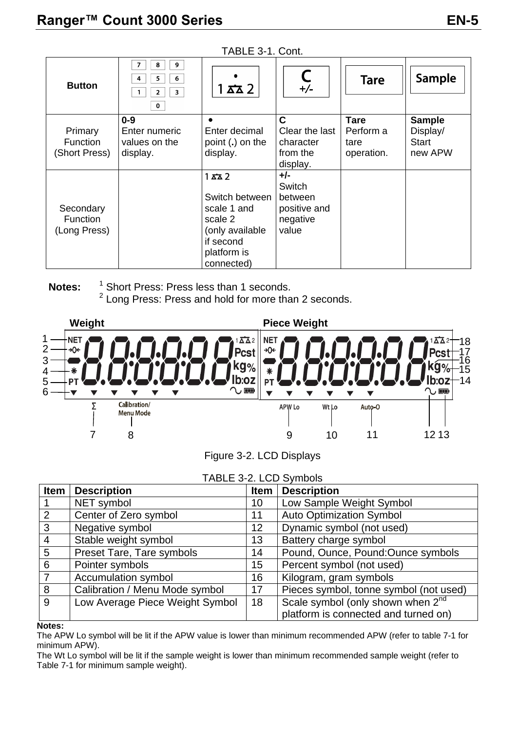TABLE 3-1. Cont.

| Button | 7 8 9 / 4 5 6 / 1 2 3 / 0 | • 1 ⚖ 2 | C +/- | Tare | Sample |
|---|---|---|---|---|---|
| Primary Function (Short Press) | **0-9** Enter numeric values on the display. | **•** Enter decimal point (**.**) on the display. | **C** Clear the last character from the display. | **Tare** Perform a tare operation. | **Sample** Display/ Start new APW |
| Secondary Function (Long Press) | | 1 ⚖ 2 Switch between scale 1 and scale 2 (only available if second platform is connected) | **+/-** Switch between positive and negative value | | |

**Notes:** [1] Short Press: Press less than 1 seconds.
[2] Long Press: Press and hold for more than 2 seconds.

Weight

Piece Weight

NET, →0←, ✱, PT, Σ, Calibration/ Menu Mode, 1 ⚖ 2, Pcst, kg%, lb:oz, APW Lo, Wt Lo, Auto-O

1, 2, 3, 4, 5, 6, 7, 8, 9, 10, 11, 12, 13, 14, 15, 16, 17, 18

Figure 3-2. LCD Displays

TABLE 3-2. LCD Symbols

| Item | Description | Item | Description |
|---|---|---|---|
| 1 | NET symbol | 10 | Low Sample Weight Symbol |
| 2 | Center of Zero symbol | 11 | Auto Optimization Symbol |
| 3 | Negative symbol | 12 | Dynamic symbol (not used) |
| 4 | Stable weight symbol | 13 | Battery charge symbol |
| 5 | Preset Tare, Tare symbols | 14 | Pound, Ounce, Pound:Ounce symbols |
| 6 | Pointer symbols | 15 | Percent symbol (not used) |
| 7 | Accumulation symbol | 16 | Kilogram, gram symbols |
| 8 | Calibration / Menu Mode symbol | 17 | Pieces symbol, tonne symbol (not used) |
| 9 | Low Average Piece Weight Symbol | 18 | Scale symbol (only shown when 2nd platform is connected and turned on) |

**Notes:**

The APW Lo symbol will be lit if the APW value is lower than minimum recommended APW (refer to table 7-1 for minimum APW).

The Wt Lo symbol will be lit if the sample weight is lower than minimum recommended sample weight (refer to Table 7-1 for minimum sample weight).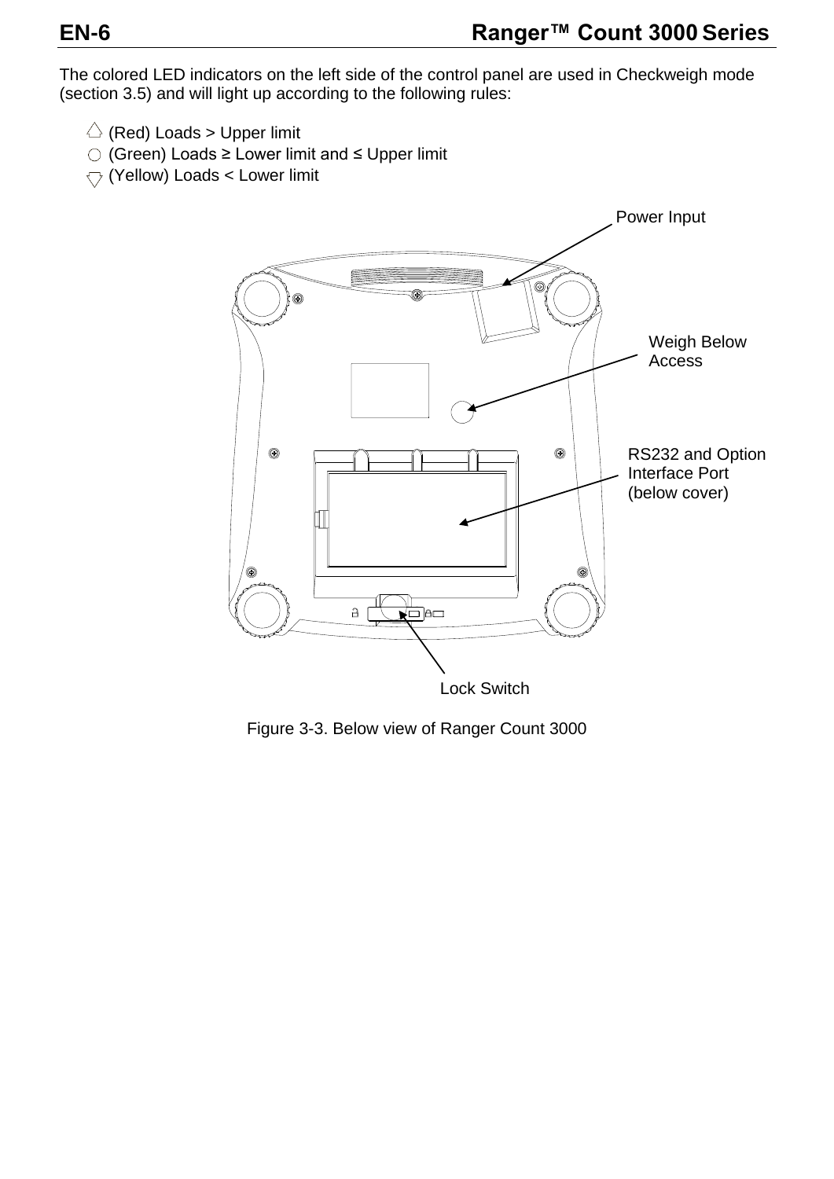The colored LED indicators on the left side of the control panel are used in Checkweigh mode (section 3.5) and will light up according to the following rules:

- △ (Red) Loads > Upper limit
- ○ (Green) Loads ≥ Lower limit and ≤ Upper limit
- ▽ (Yellow) Loads < Lower limit

Power Input

Weigh Below Access

RS232 and Option Interface Port (below cover)

Lock Switch

Figure 3-3. Below view of Ranger Count 3000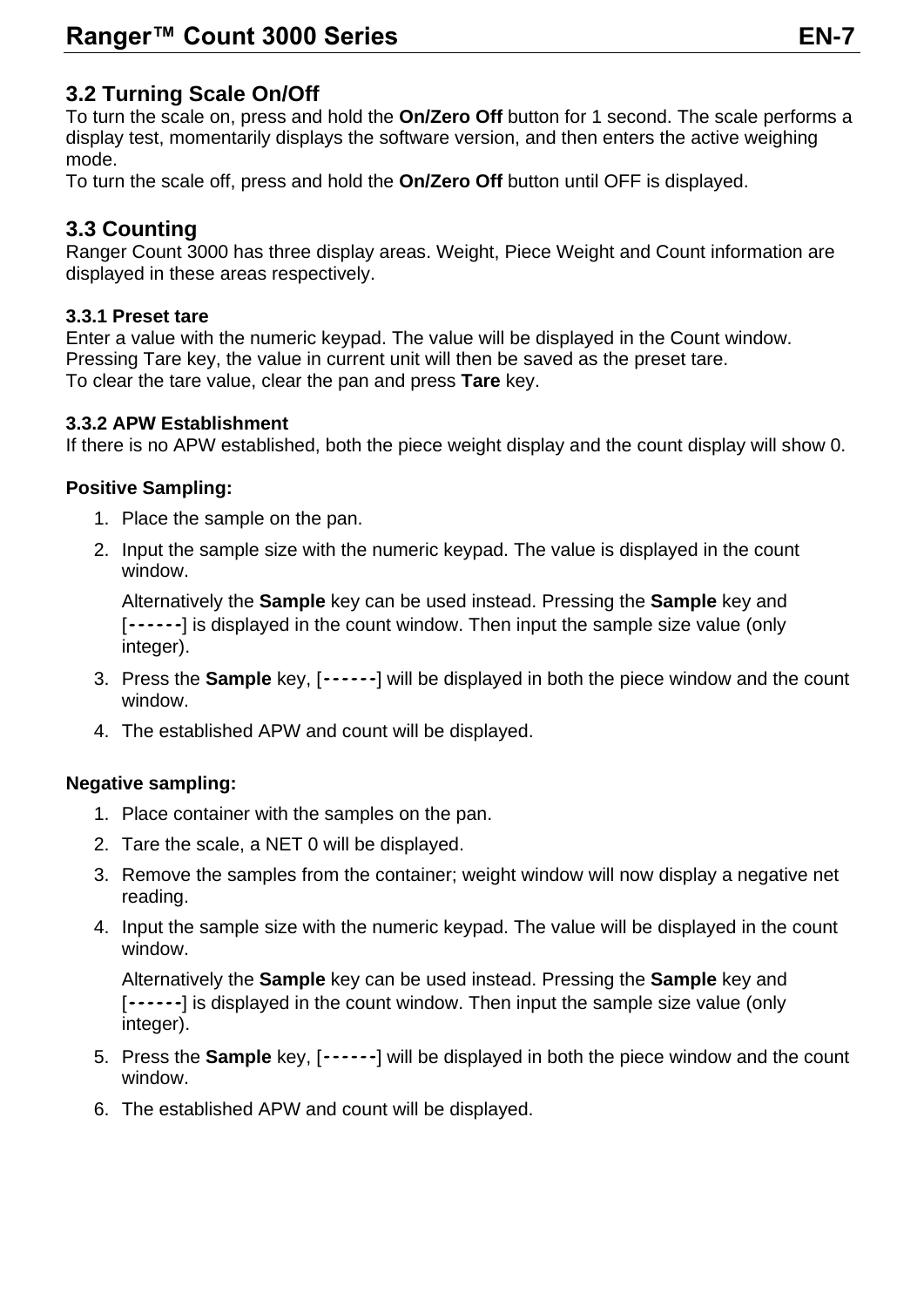## 3.2 Turning Scale On/Off

To turn the scale on, press and hold the **On/Zero Off** button for 1 second. The scale performs a display test, momentarily displays the software version, and then enters the active weighing mode.
To turn the scale off, press and hold the **On/Zero Off** button until OFF is displayed.

## 3.3 Counting

Ranger Count 3000 has three display areas. Weight, Piece Weight and Count information are displayed in these areas respectively.

### 3.3.1 Preset tare

Enter a value with the numeric keypad. The value will be displayed in the Count window.
Pressing Tare key, the value in current unit will then be saved as the preset tare.
To clear the tare value, clear the pan and press **Tare** key.

### 3.3.2 APW Establishment

If there is no APW established, both the piece weight display and the count display will show 0.

**Positive Sampling:**

1. Place the sample on the pan.
2. Input the sample size with the numeric keypad. The value is displayed in the count window.

   Alternatively the **Sample** key can be used instead. Pressing the **Sample** key and [------] is displayed in the count window. Then input the sample size value (only integer).
3. Press the **Sample** key, [------] will be displayed in both the piece window and the count window.
4. The established APW and count will be displayed.

**Negative sampling:**

1. Place container with the samples on the pan.
2. Tare the scale, a NET 0 will be displayed.
3. Remove the samples from the container; weight window will now display a negative net reading.
4. Input the sample size with the numeric keypad. The value will be displayed in the count window.

   Alternatively the **Sample** key can be used instead. Pressing the **Sample** key and [------] is displayed in the count window. Then input the sample size value (only integer).
5. Press the **Sample** key, [------] will be displayed in both the piece window and the count window.
6. The established APW and count will be displayed.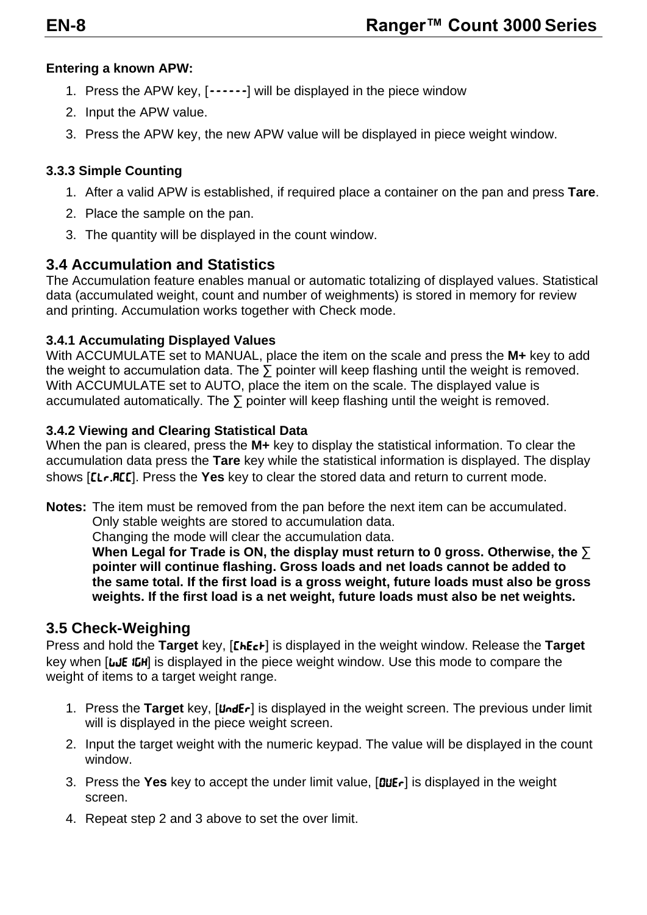**Entering a known APW:**

1. Press the APW key, [------] will be displayed in the piece window
2. Input the APW value.
3. Press the APW key, the new APW value will be displayed in piece weight window.

**3.3.3 Simple Counting**

1. After a valid APW is established, if required place a container on the pan and press **Tare**.
2. Place the sample on the pan.
3. The quantity will be displayed in the count window.

## 3.4 Accumulation and Statistics

The Accumulation feature enables manual or automatic totalizing of displayed values. Statistical data (accumulated weight, count and number of weighments) is stored in memory for review and printing. Accumulation works together with Check mode.

**3.4.1 Accumulating Displayed Values**

With ACCUMULATE set to MANUAL, place the item on the scale and press the **M+** key to add the weight to accumulation data. The ∑ pointer will keep flashing until the weight is removed. With ACCUMULATE set to AUTO, place the item on the scale. The displayed value is accumulated automatically. The ∑ pointer will keep flashing until the weight is removed.

**3.4.2 Viewing and Clearing Statistical Data**

When the pan is cleared, press the **M+** key to display the statistical information. To clear the accumulation data press the **Tare** key while the statistical information is displayed. The display shows [CLr.ACC]. Press the **Yes** key to clear the stored data and return to current mode.

**Notes:** The item must be removed from the pan before the next item can be accumulated.
Only stable weights are stored to accumulation data.
Changing the mode will clear the accumulation data.
**When Legal for Trade is ON, the display must return to 0 gross. Otherwise, the ∑ pointer will continue flashing. Gross loads and net loads cannot be added to the same total. If the first load is a gross weight, future loads must also be gross weights. If the first load is a net weight, future loads must also be net weights.**

## 3.5 Check-Weighing

Press and hold the **Target** key, [ChEck] is displayed in the weight window. Release the **Target** key when [WEIGH] is displayed in the piece weight window. Use this mode to compare the weight of items to a target weight range.

1. Press the **Target** key, [UndEr] is displayed in the weight screen. The previous under limit will is displayed in the piece weight screen.
2. Input the target weight with the numeric keypad. The value will be displayed in the count window.
3. Press the **Yes** key to accept the under limit value, [OUEr] is displayed in the weight screen.
4. Repeat step 2 and 3 above to set the over limit.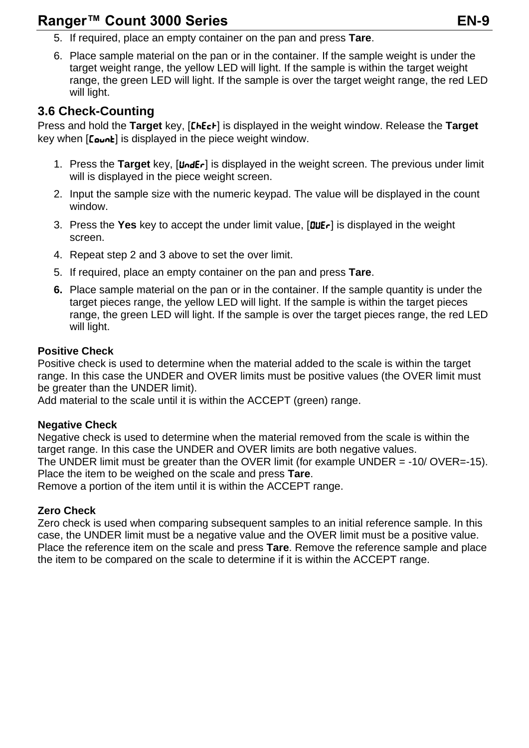5. If required, place an empty container on the pan and press **Tare**.
6. Place sample material on the pan or in the container. If the sample weight is under the target weight range, the yellow LED will light. If the sample is within the target weight range, the green LED will light. If the sample is over the target weight range, the red LED will light.

### 3.6 Check-Counting

Press and hold the **Target** key, [ChEcH] is displayed in the weight window. Release the **Target** key when [Count] is displayed in the piece weight window.

1. Press the **Target** key, [UndEr] is displayed in the weight screen. The previous under limit will is displayed in the piece weight screen.
2. Input the sample size with the numeric keypad. The value will be displayed in the count window.
3. Press the **Yes** key to accept the under limit value, [OUEr] is displayed in the weight screen.
4. Repeat step 2 and 3 above to set the over limit.
5. If required, place an empty container on the pan and press **Tare**.
6. Place sample material on the pan or in the container. If the sample quantity is under the target pieces range, the yellow LED will light. If the sample is within the target pieces range, the green LED will light. If the sample is over the target pieces range, the red LED will light.

**Positive Check**
Positive check is used to determine when the material added to the scale is within the target range. In this case the UNDER and OVER limits must be positive values (the OVER limit must be greater than the UNDER limit).
Add material to the scale until it is within the ACCEPT (green) range.

**Negative Check**
Negative check is used to determine when the material removed from the scale is within the target range. In this case the UNDER and OVER limits are both negative values.
The UNDER limit must be greater than the OVER limit (for example UNDER = -10/ OVER=-15).
Place the item to be weighed on the scale and press **Tare**.
Remove a portion of the item until it is within the ACCEPT range.

**Zero Check**
Zero check is used when comparing subsequent samples to an initial reference sample. In this case, the UNDER limit must be a negative value and the OVER limit must be a positive value. Place the reference item on the scale and press **Tare**. Remove the reference sample and place the item to be compared on the scale to determine if it is within the ACCEPT range.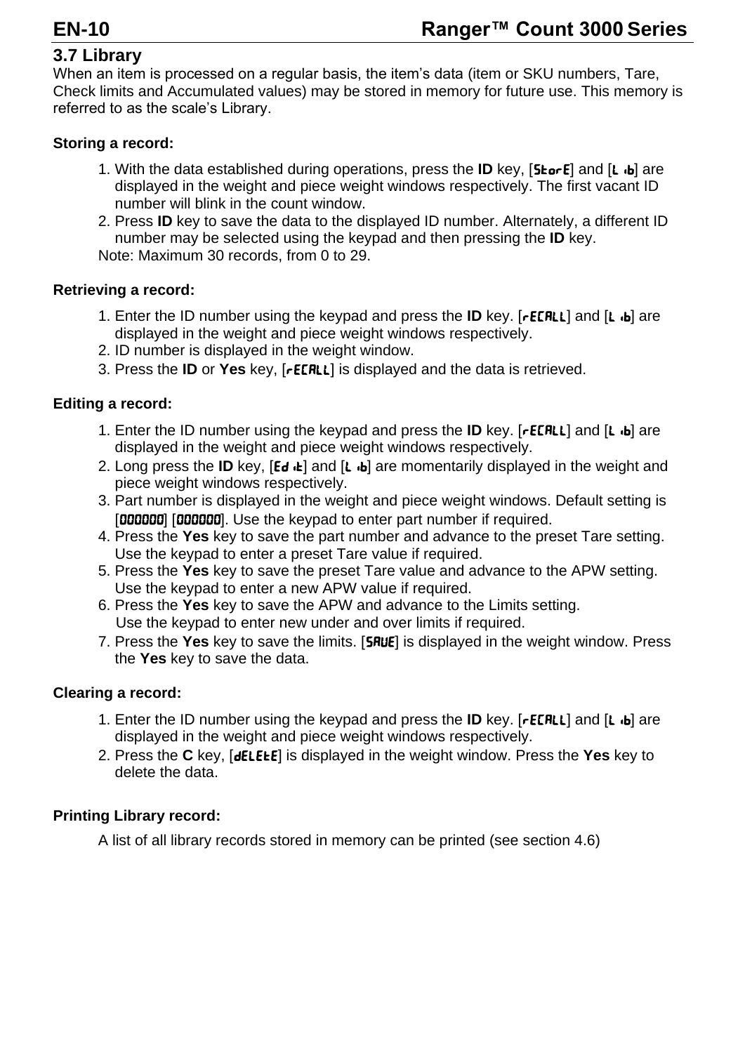## 3.7 Library

When an item is processed on a regular basis, the item's data (item or SKU numbers, Tare, Check limits and Accumulated values) may be stored in memory for future use. This memory is referred to as the scale's Library.

**Storing a record:**

1. With the data established during operations, press the **ID** key, [StorE] and [L ib] are displayed in the weight and piece weight windows respectively. The first vacant ID number will blink in the count window.
2. Press **ID** key to save the data to the displayed ID number. Alternately, a different ID number may be selected using the keypad and then pressing the **ID** key.

Note: Maximum 30 records, from 0 to 29.

**Retrieving a record:**

1. Enter the ID number using the keypad and press the **ID** key. [rECALL] and [L ib] are displayed in the weight and piece weight windows respectively.
2. ID number is displayed in the weight window.
3. Press the **ID** or **Yes** key, [rECALL] is displayed and the data is retrieved.

**Editing a record:**

1. Enter the ID number using the keypad and press the **ID** key. [rECALL] and [L ib] are displayed in the weight and piece weight windows respectively.
2. Long press the **ID** key, [Ed it] and [L ib] are momentarily displayed in the weight and piece weight windows respectively.
3. Part number is displayed in the weight and piece weight windows. Default setting is [000000] [000000]. Use the keypad to enter part number if required.
4. Press the **Yes** key to save the part number and advance to the preset Tare setting. Use the keypad to enter a preset Tare value if required.
5. Press the **Yes** key to save the preset Tare value and advance to the APW setting. Use the keypad to enter a new APW value if required.
6. Press the **Yes** key to save the APW and advance to the Limits setting. Use the keypad to enter new under and over limits if required.
7. Press the **Yes** key to save the limits. [SAVE] is displayed in the weight window. Press the **Yes** key to save the data.

**Clearing a record:**

1. Enter the ID number using the keypad and press the **ID** key. [rECALL] and [L ib] are displayed in the weight and piece weight windows respectively.
2. Press the **C** key, [dELEtE] is displayed in the weight window. Press the **Yes** key to delete the data.

**Printing Library record:**

A list of all library records stored in memory can be printed (see section 4.6)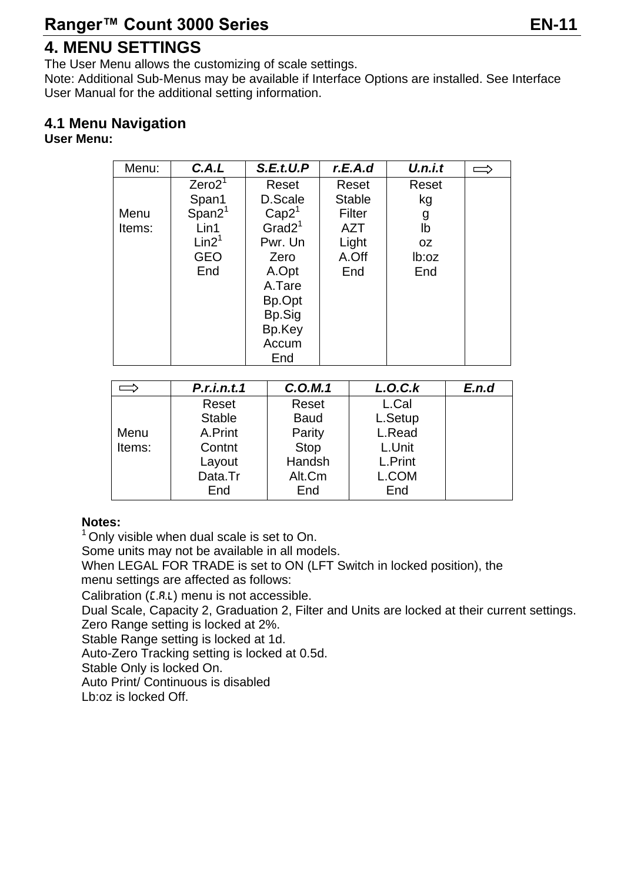# 4. MENU SETTINGS

The User Menu allows the customizing of scale settings.
Note: Additional Sub-Menus may be available if Interface Options are installed. See Interface User Manual for the additional setting information.

## 4.1 Menu Navigation

**User Menu:**

| Menu: | ***C.A.L*** | ***S.E.t.U.P*** | ***r.E.A.d*** | ***U.n.i.t*** | ⇨ |
|---|---|---|---|---|---|
| Menu Items: | Zero2[1]<br>Span1<br>Span2[1]<br>Lin1<br>Lin2[1]<br>GEO<br>End | Reset<br>D.Scale<br>Cap2[1]<br>Grad2[1]<br>Pwr. Un<br>Zero<br>A.Opt<br>A.Tare<br>Bp.Opt<br>Bp.Sig<br>Bp.Key<br>Accum<br>End | Reset<br>Stable<br>Filter<br>AZT<br>Light<br>A.Off<br>End | Reset<br>kg<br>g<br>lb<br>oz<br>lb:oz<br>End | |

| ⇨ | ***P.r.i.n.t.1*** | ***C.O.M.1*** | ***L.O.C.k*** | ***E.n.d*** |
|---|---|---|---|---|
| Menu Items: | Reset<br>Stable<br>A.Print<br>Contnt<br>Layout<br>Data.Tr<br>End | Reset<br>Baud<br>Parity<br>Stop<br>Handsh<br>Alt.Cm<br>End | L.Cal<br>L.Setup<br>L.Read<br>L.Unit<br>L.Print<br>L.COM<br>End | |

**Notes:**

[1] Only visible when dual scale is set to On.
Some units may not be available in all models.
When LEGAL FOR TRADE is set to ON (LFT Switch in locked position), the menu settings are affected as follows:
Calibration (C.A.L) menu is not accessible.
Dual Scale, Capacity 2, Graduation 2, Filter and Units are locked at their current settings.
Zero Range setting is locked at 2%.
Stable Range setting is locked at 1d.
Auto-Zero Tracking setting is locked at 0.5d.
Stable Only is locked On.
Auto Print/ Continuous is disabled
Lb:oz is locked Off.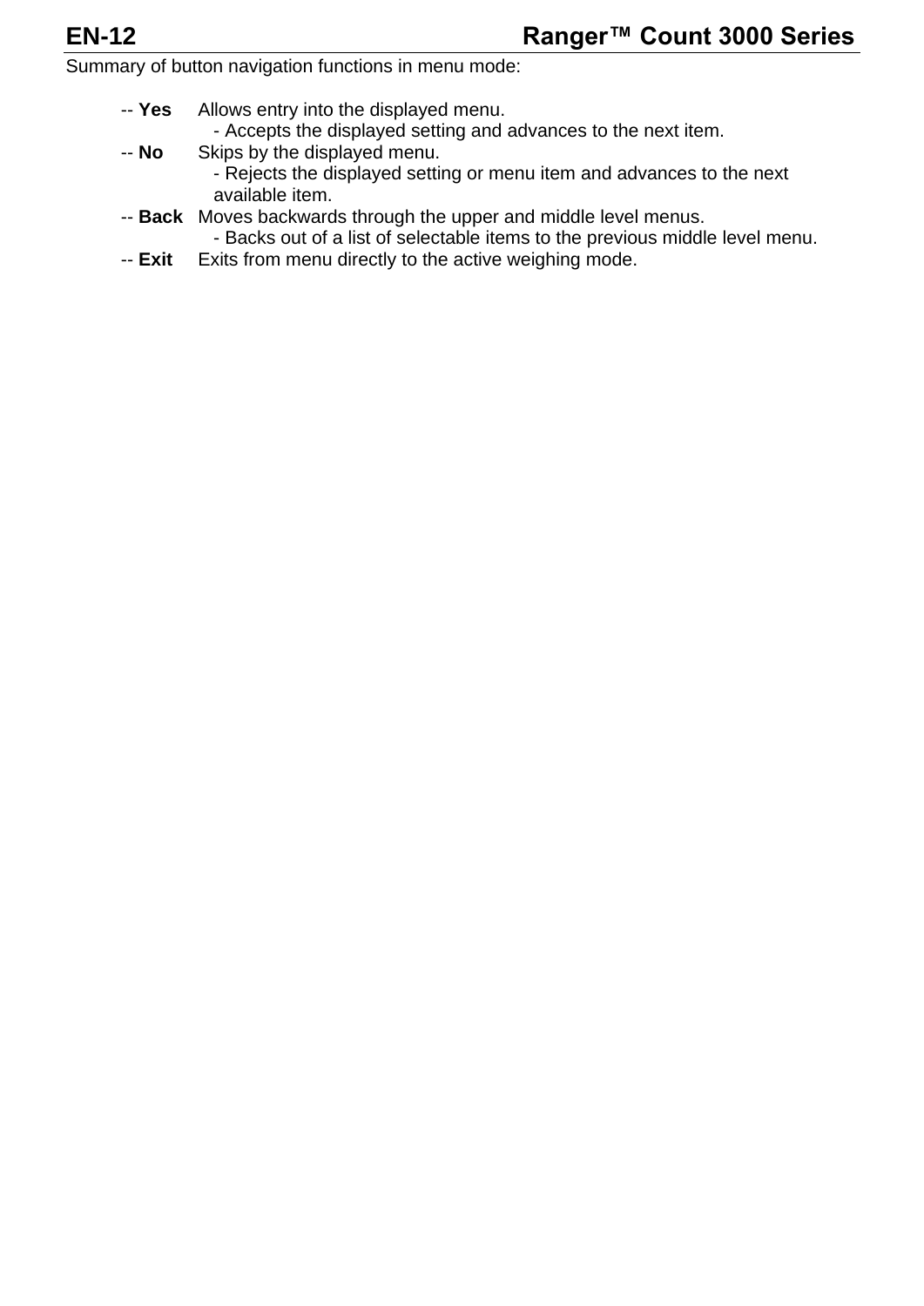Summary of button navigation functions in menu mode:

- -- **Yes** Allows entry into the displayed menu.
  - Accepts the displayed setting and advances to the next item.
- -- **No** Skips by the displayed menu.
  - Rejects the displayed setting or menu item and advances to the next available item.
- -- **Back** Moves backwards through the upper and middle level menus.
  - Backs out of a list of selectable items to the previous middle level menu.
- -- **Exit** Exits from menu directly to the active weighing mode.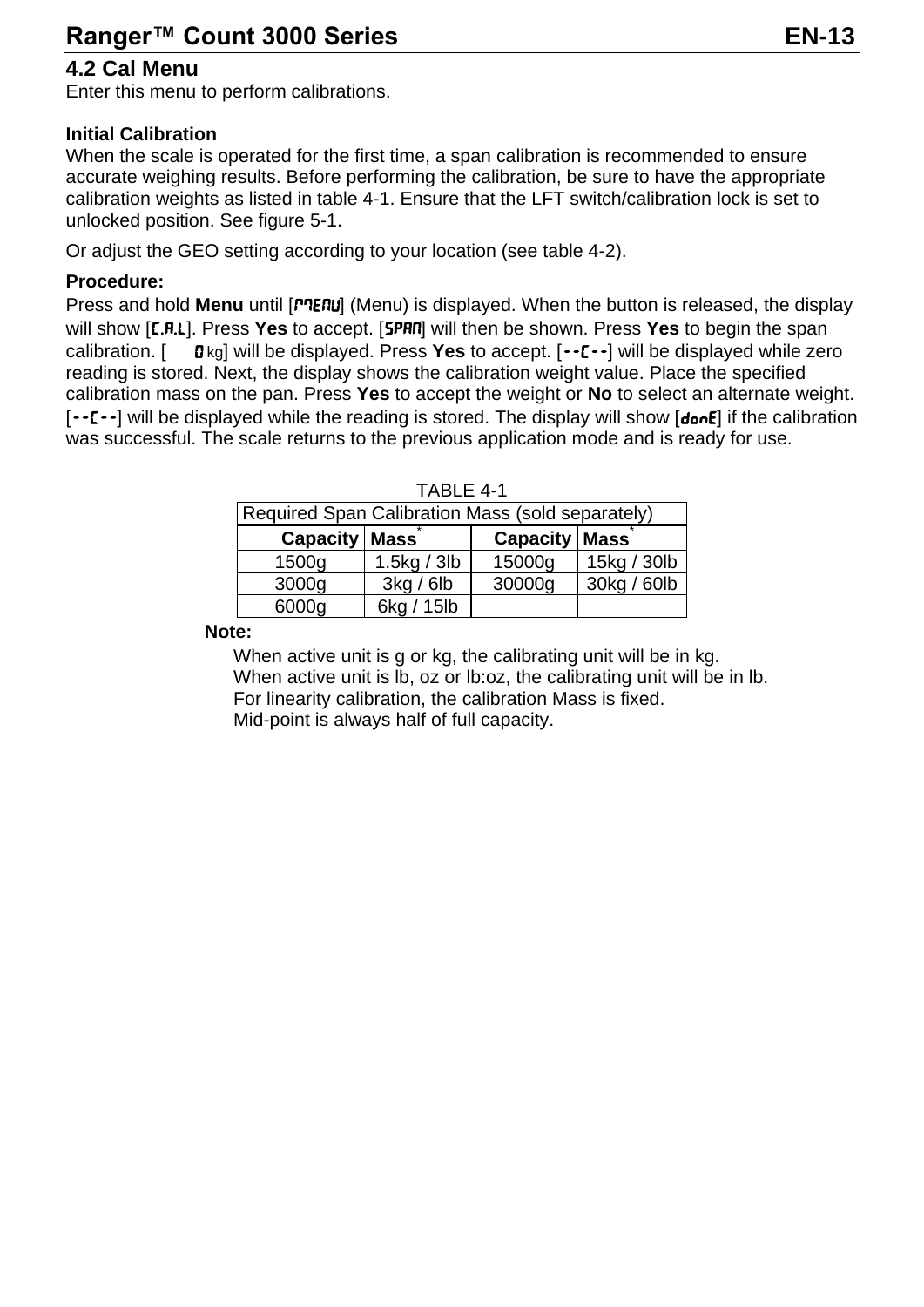## 4.2 Cal Menu

Enter this menu to perform calibrations.

**Initial Calibration**

When the scale is operated for the first time, a span calibration is recommended to ensure accurate weighing results. Before performing the calibration, be sure to have the appropriate calibration weights as listed in table 4-1. Ensure that the LFT switch/calibration lock is set to unlocked position. See figure 5-1.

Or adjust the GEO setting according to your location (see table 4-2).

**Procedure:**

Press and hold **Menu** until [MENU] (Menu) is displayed. When the button is released, the display will show [C.A.L]. Press **Yes** to accept. [SPAN] will then be shown. Press **Yes** to begin the span calibration. [ 0 kg] will be displayed. Press **Yes** to accept. [--C--] will be displayed while zero reading is stored. Next, the display shows the calibration weight value. Place the specified calibration mass on the pan. Press **Yes** to accept the weight or **No** to select an alternate weight. [--C--] will be displayed while the reading is stored. The display will show [donE] if the calibration was successful. The scale returns to the previous application mode and is ready for use.

TABLE 4-1

| Required Span Calibration Mass (sold separately) | | | |
|---|---|---|---|
| **Capacity** | **Mass*** | **Capacity** | **Mass*** |
| 1500g | 1.5kg / 3lb | 15000g | 15kg / 30lb |
| 3000g | 3kg / 6lb | 30000g | 30kg / 60lb |
| 6000g | 6kg / 15lb | | |

**Note:**

When active unit is g or kg, the calibrating unit will be in kg.
When active unit is lb, oz or lb:oz, the calibrating unit will be in lb.
For linearity calibration, the calibration Mass is fixed.
Mid-point is always half of full capacity.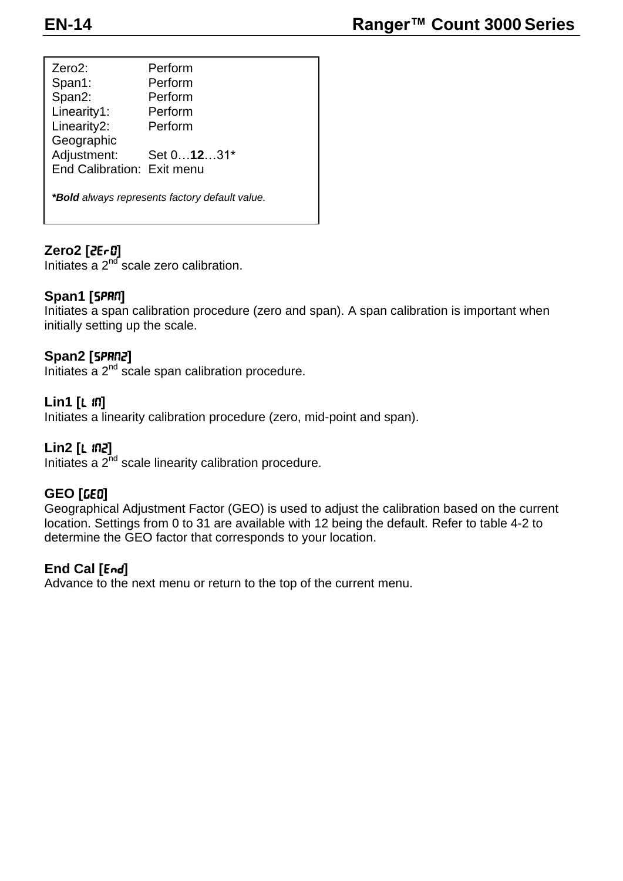| | |
|---|---|
| Zero2: | Perform |
| Span1: | Perform |
| Span2: | Perform |
| Linearity1: | Perform |
| Linearity2: | Perform |
| Geographic Adjustment: | Set 0…**12**…31* |
| End Calibration: | Exit menu |

***Bold** always represents factory default value.*

**Zero2 [ZEr0]**
Initiates a 2nd scale zero calibration.

**Span1 [SPAN]**
Initiates a span calibration procedure (zero and span). A span calibration is important when initially setting up the scale.

**Span2 [SPAN2]**
Initiates a 2nd scale span calibration procedure.

**Lin1 [L IN]**
Initiates a linearity calibration procedure (zero, mid-point and span).

**Lin2 [L IN2]**
Initiates a 2nd scale linearity calibration procedure.

**GEO [GEO]**
Geographical Adjustment Factor (GEO) is used to adjust the calibration based on the current location. Settings from 0 to 31 are available with 12 being the default. Refer to table 4-2 to determine the GEO factor that corresponds to your location.

**End Cal [End]**
Advance to the next menu or return to the top of the current menu.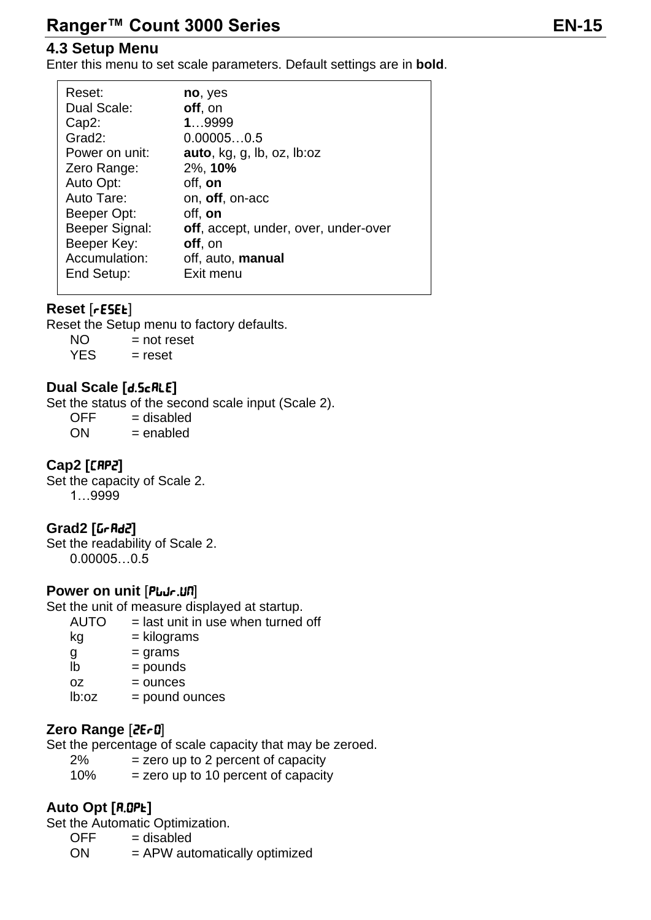## 4.3 Setup Menu

Enter this menu to set scale parameters. Default settings are in **bold**.

| | |
|---|---|
| Reset: | **no**, yes |
| Dual Scale: | **off**, on |
| Cap2: | **1**…9999 |
| Grad2: | 0.00005…0.5 |
| Power on unit: | **auto**, kg, g, lb, oz, lb:oz |
| Zero Range: | 2%, **10%** |
| Auto Opt: | off, **on** |
| Auto Tare: | on, **off**, on-acc |
| Beeper Opt: | off, **on** |
| Beeper Signal: | **off**, accept, under, over, under-over |
| Beeper Key: | **off**, on |
| Accumulation: | off, auto, **manual** |
| End Setup: | Exit menu |

### Reset [rESEt]

Reset the Setup menu to factory defaults.

NO = not reset
YES = reset

### Dual Scale [d.ScALE]

Set the status of the second scale input (Scale 2).

OFF = disabled
ON = enabled

### Cap2 [CAP2]

Set the capacity of Scale 2.

1…9999

### Grad2 [GrAd2]

Set the readability of Scale 2.

0.00005…0.5

### Power on unit [PWr.Un]

Set the unit of measure displayed at startup.

AUTO = last unit in use when turned off
kg = kilograms
g = grams
lb = pounds
oz = ounces
lb:oz = pound ounces

### Zero Range [ZEr0]

Set the percentage of scale capacity that may be zeroed.

2% = zero up to 2 percent of capacity
10% = zero up to 10 percent of capacity

### Auto Opt [A.OPt]

Set the Automatic Optimization.

OFF = disabled
ON = APW automatically optimized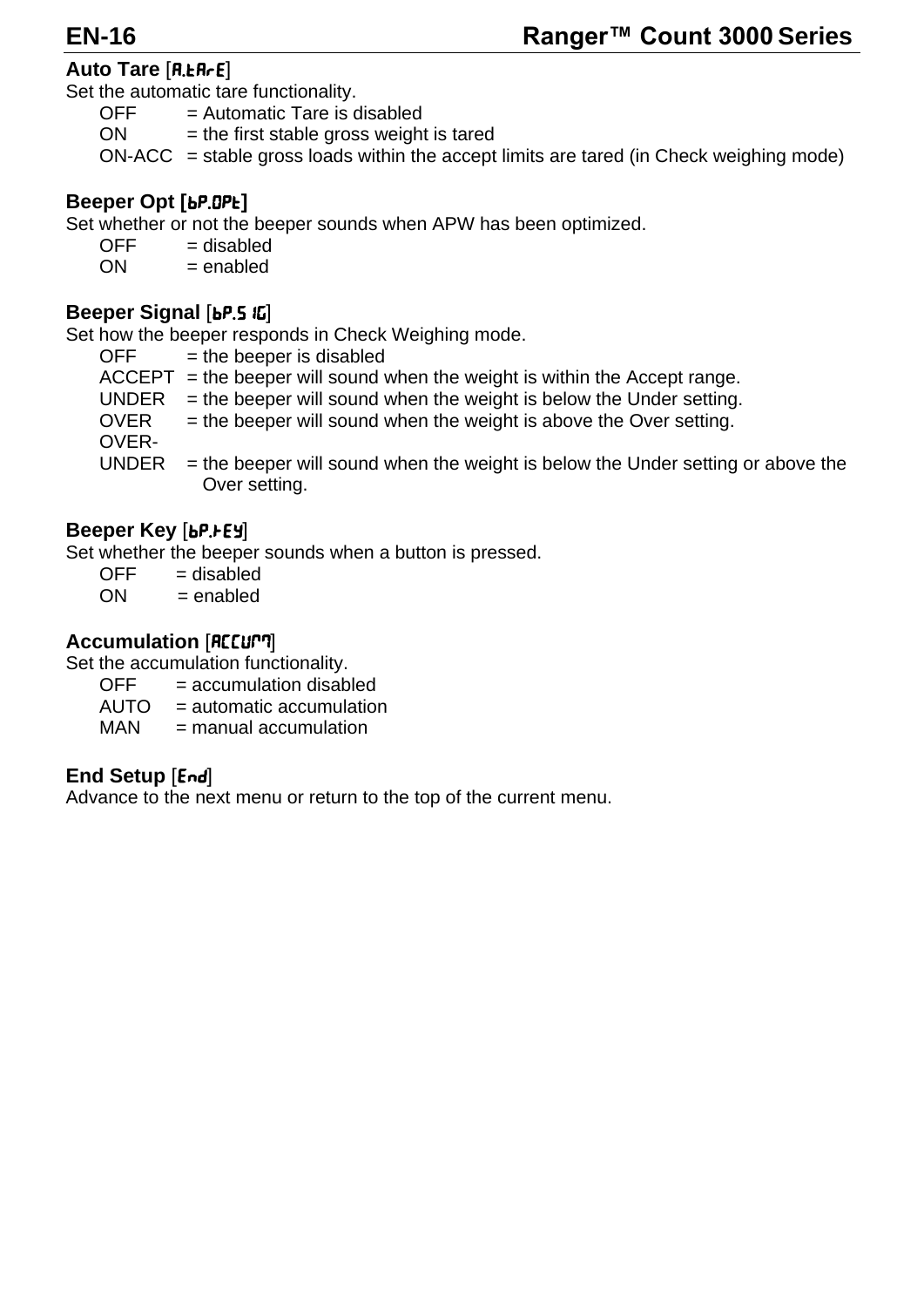### Auto Tare [A.tArE]

Set the automatic tare functionality.

- OFF = Automatic Tare is disabled
- ON = the first stable gross weight is tared
- ON-ACC = stable gross loads within the accept limits are tared (in Check weighing mode)

### Beeper Opt [bP.OPt]

Set whether or not the beeper sounds when APW has been optimized.

- OFF = disabled
- ON = enabled

### Beeper Signal [bP.S IG]

Set how the beeper responds in Check Weighing mode.

- OFF = the beeper is disabled
- ACCEPT = the beeper will sound when the weight is within the Accept range.
- UNDER = the beeper will sound when the weight is below the Under setting.
- OVER = the beeper will sound when the weight is above the Over setting.
- OVER-UNDER = the beeper will sound when the weight is below the Under setting or above the Over setting.

### Beeper Key [bP.KEY]

Set whether the beeper sounds when a button is pressed.

- OFF = disabled
- ON = enabled

### Accumulation [ACCUM]

Set the accumulation functionality.

- OFF = accumulation disabled
- AUTO = automatic accumulation
- MAN = manual accumulation

### End Setup [End]

Advance to the next menu or return to the top of the current menu.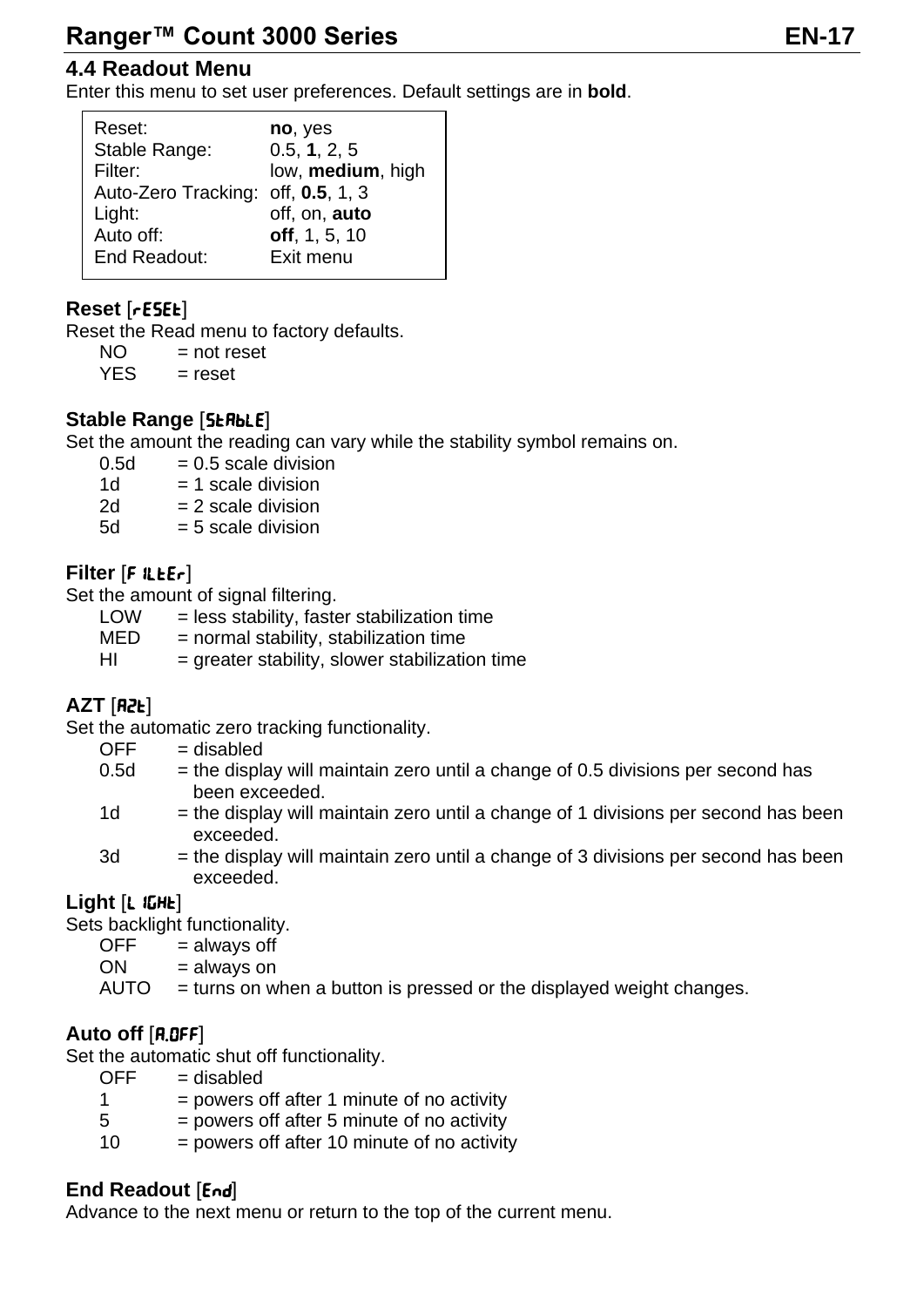## 4.4 Readout Menu

Enter this menu to set user preferences. Default settings are in **bold**.

| | |
|---|---|
| Reset: | **no**, yes |
| Stable Range: | 0.5, **1**, 2, 5 |
| Filter: | low, **medium**, high |
| Auto-Zero Tracking: | off, **0.5**, 1, 3 |
| Light: | off, on, **auto** |
| Auto off: | **off**, 1, 5, 10 |
| End Readout: | Exit menu |

**Reset** [rESEt]

Reset the Read menu to factory defaults.

NO = not reset
YES = reset

**Stable Range** [StAbLE]

Set the amount the reading can vary while the stability symbol remains on.

0.5d = 0.5 scale division
1d = 1 scale division
2d = 2 scale division
5d = 5 scale division

**Filter** [FiLtEr]

Set the amount of signal filtering.

LOW = less stability, faster stabilization time
MED = normal stability, stabilization time
HI = greater stability, slower stabilization time

**AZT** [AZt]

Set the automatic zero tracking functionality.

OFF = disabled
0.5d = the display will maintain zero until a change of 0.5 divisions per second has been exceeded.
1d = the display will maintain zero until a change of 1 divisions per second has been exceeded.
3d = the display will maintain zero until a change of 3 divisions per second has been exceeded.

**Light** [LiGHt]

Sets backlight functionality.

OFF = always off
ON = always on
AUTO = turns on when a button is pressed or the displayed weight changes.

**Auto off** [A.OFF]

Set the automatic shut off functionality.

OFF = disabled
1 = powers off after 1 minute of no activity
5 = powers off after 5 minute of no activity
10 = powers off after 10 minute of no activity

**End Readout** [End]

Advance to the next menu or return to the top of the current menu.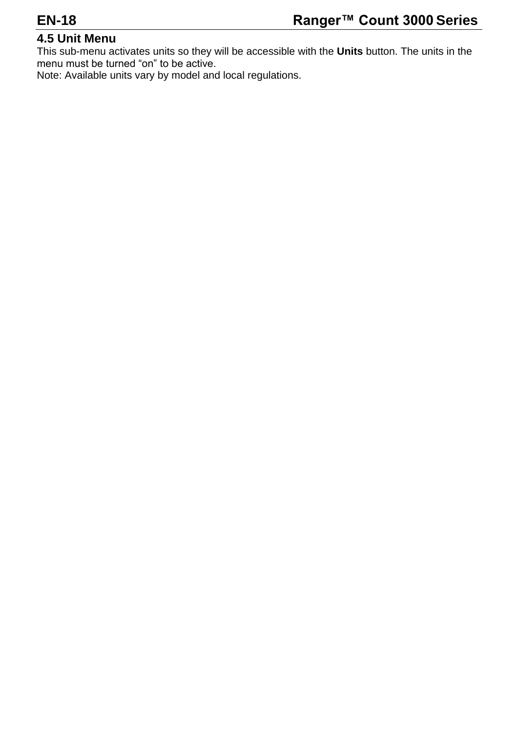## 4.5 Unit Menu

This sub-menu activates units so they will be accessible with the **Units** button. The units in the menu must be turned “on” to be active.

Note: Available units vary by model and local regulations.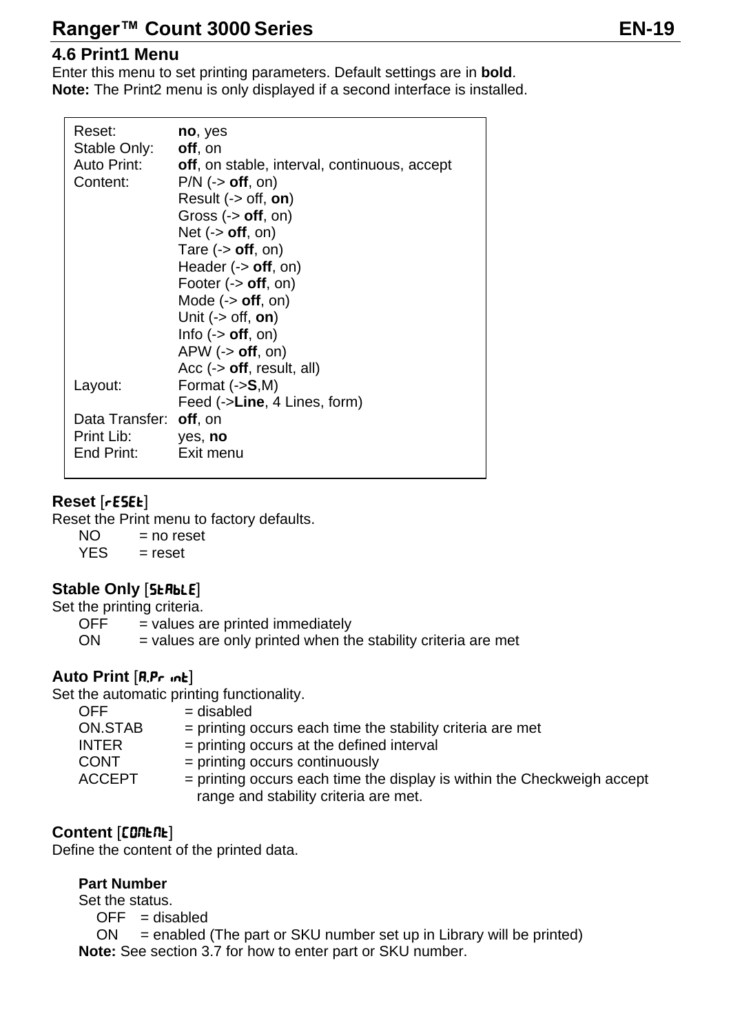## 4.6 Print1 Menu

Enter this menu to set printing parameters. Default settings are in **bold**.
**Note:** The Print2 menu is only displayed if a second interface is installed.

| | |
|---|---|
| Reset: | **no**, yes |
| Stable Only: | **off**, on |
| Auto Print: | **off**, on stable, interval, continuous, accept |
| Content: | P/N (-> **off**, on) |
| | Result (-> off, **on**) |
| | Gross (-> **off**, on) |
| | Net (-> **off**, on) |
| | Tare (-> **off**, on) |
| | Header (-> **off**, on) |
| | Footer (-> **off**, on) |
| | Mode (-> **off**, on) |
| | Unit (-> off, **on**) |
| | Info (-> **off**, on) |
| | APW (-> **off**, on) |
| | Acc (-> **off**, result, all) |
| Layout: | Format (->**S**,M) |
| | Feed (->**Line**, 4 Lines, form) |
| Data Transfer: | **off**, on |
| Print Lib: | yes, **no** |
| End Print: | Exit menu |

**Reset** [rESEt]

Reset the Print menu to factory defaults.

NO = no reset
YES = reset

**Stable Only** [StAbLE]

Set the printing criteria.

OFF = values are printed immediately
ON = values are only printed when the stability criteria are met

**Auto Print** [A.Pr int]

Set the automatic printing functionality.

OFF = disabled
ON.STAB = printing occurs each time the stability criteria are met
INTER = printing occurs at the defined interval
CONT = printing occurs continuously
ACCEPT = printing occurs each time the display is within the Checkweigh accept range and stability criteria are met.

**Content** [COntEnt]

Define the content of the printed data.

**Part Number**

Set the status.

OFF = disabled
ON = enabled (The part or SKU number set up in Library will be printed)

**Note:** See section 3.7 for how to enter part or SKU number.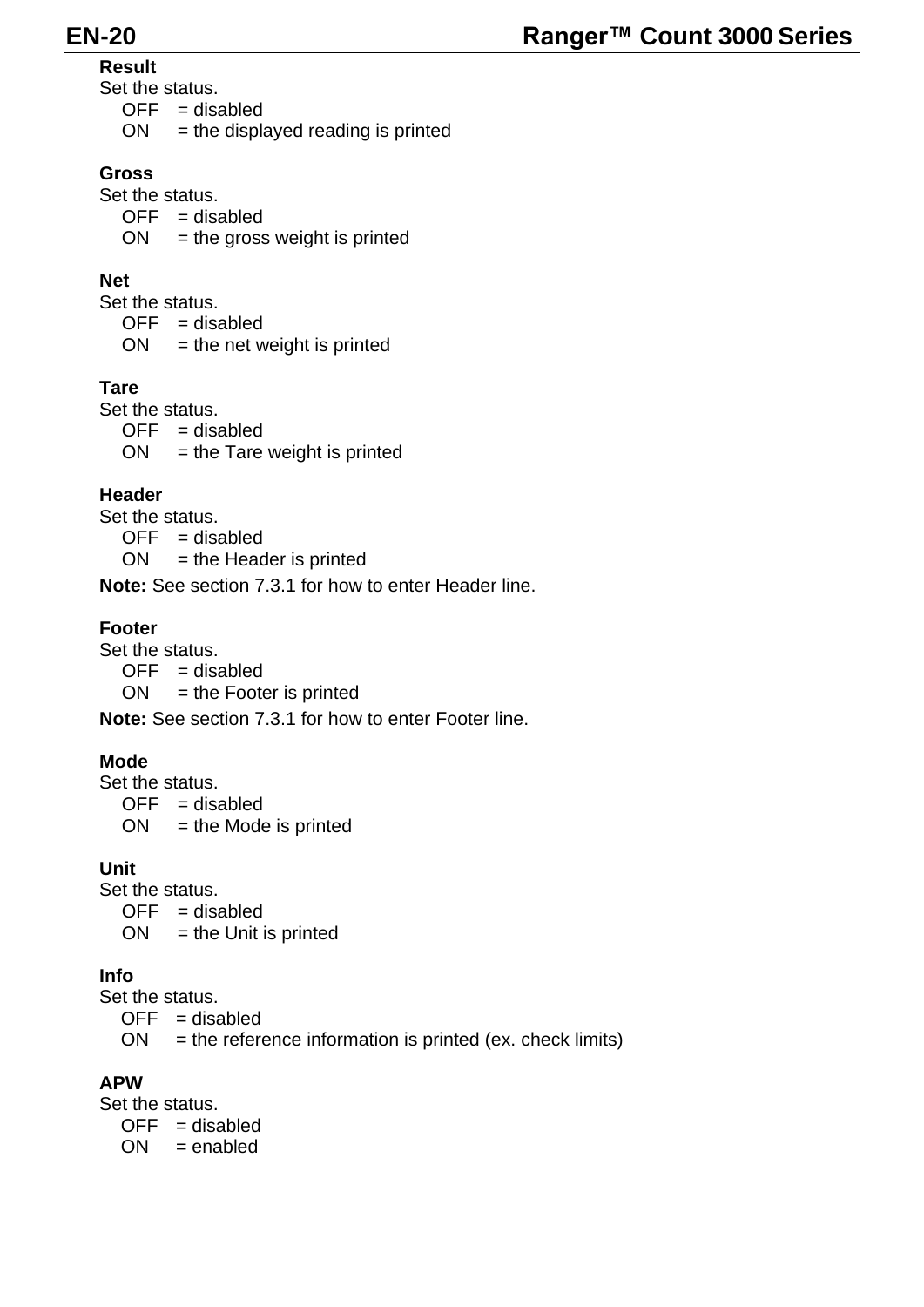**Result**

Set the status.

OFF = disabled
ON = the displayed reading is printed

**Gross**

Set the status.

OFF = disabled
ON = the gross weight is printed

**Net**

Set the status.

OFF = disabled
ON = the net weight is printed

**Tare**

Set the status.

OFF = disabled
ON = the Tare weight is printed

**Header**

Set the status.

OFF = disabled
ON = the Header is printed

**Note:** See section 7.3.1 for how to enter Header line.

**Footer**

Set the status.

OFF = disabled
ON = the Footer is printed

**Note:** See section 7.3.1 for how to enter Footer line.

**Mode**

Set the status.

OFF = disabled
ON = the Mode is printed

**Unit**

Set the status.

OFF = disabled
ON = the Unit is printed

**Info**

Set the status.

OFF = disabled
ON = the reference information is printed (ex. check limits)

**APW**

Set the status.

OFF = disabled
ON = enabled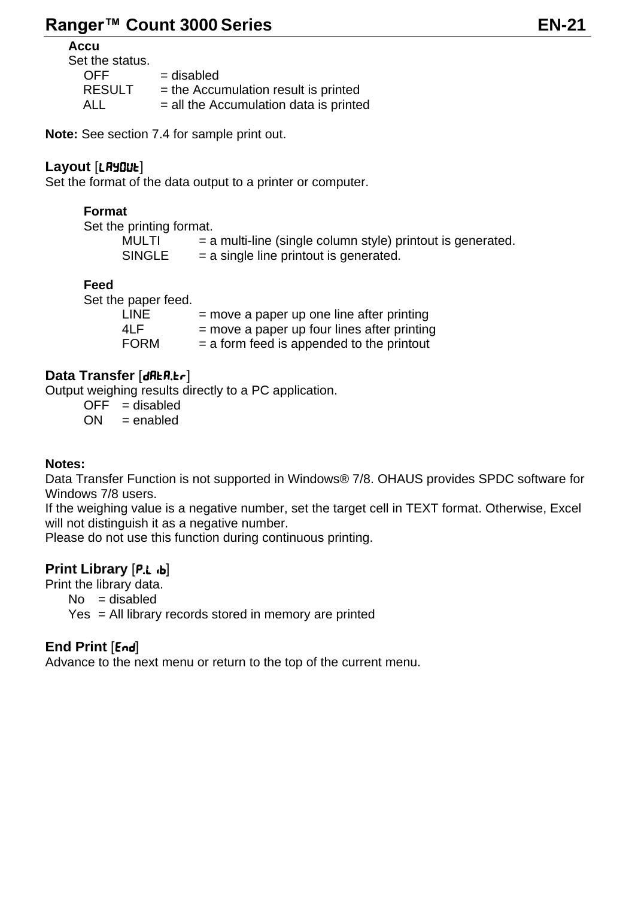**Accu**

Set the status.

OFF = disabled
RESULT = the Accumulation result is printed
ALL = all the Accumulation data is printed

**Note:** See section 7.4 for sample print out.

**Layout** [LAYOUt]

Set the format of the data output to a printer or computer.

**Format**

Set the printing format.

MULTI = a multi-line (single column style) printout is generated.
SINGLE = a single line printout is generated.

**Feed**

Set the paper feed.

LINE = move a paper up one line after printing
4LF = move a paper up four lines after printing
FORM = a form feed is appended to the printout

**Data Transfer** [dAtA.tr]

Output weighing results directly to a PC application.

OFF = disabled
ON = enabled

**Notes:**

Data Transfer Function is not supported in Windows® 7/8. OHAUS provides SPDC software for Windows 7/8 users.

If the weighing value is a negative number, set the target cell in TEXT format. Otherwise, Excel will not distinguish it as a negative number.

Please do not use this function during continuous printing.

**Print Library** [P.L ib]

Print the library data.

No = disabled
Yes = All library records stored in memory are printed

**End Print** [End]

Advance to the next menu or return to the top of the current menu.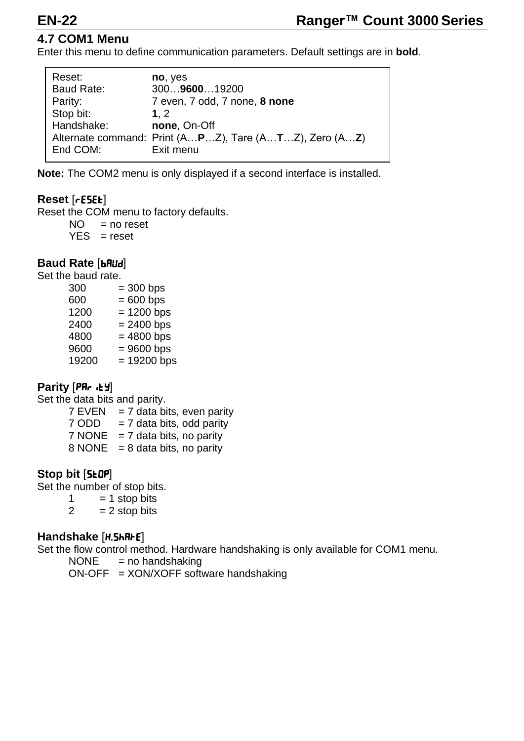## 4.7 COM1 Menu

Enter this menu to define communication parameters. Default settings are in **bold**.

| | |
|---|---|
| Reset: | **no**, yes |
| Baud Rate: | 300…**9600**…19200 |
| Parity: | 7 even, 7 odd, 7 none, **8 none** |
| Stop bit: | **1**, 2 |
| Handshake: | **none**, On-Off |
| Alternate command: | Print (A…**P**…Z), Tare (A…**T**…Z), Zero (A…**Z**) |
| End COM: | Exit menu |

**Note:** The COM2 menu is only displayed if a second interface is installed.

### Reset [rESEt]

Reset the COM menu to factory defaults.

NO = no reset
YES = reset

### Baud Rate [bAUd]

Set the baud rate.

300 = 300 bps
600 = 600 bps
1200 = 1200 bps
2400 = 2400 bps
4800 = 4800 bps
9600 = 9600 bps
19200 = 19200 bps

### Parity [PAr itY]

Set the data bits and parity.

7 EVEN = 7 data bits, even parity
7 ODD = 7 data bits, odd parity
7 NONE = 7 data bits, no parity
8 NONE = 8 data bits, no parity

### Stop bit [StOP]

Set the number of stop bits.

1 = 1 stop bits
2 = 2 stop bits

### Handshake [H.ShAkE]

Set the flow control method. Hardware handshaking is only available for COM1 menu.

NONE = no handshaking
ON-OFF = XON/XOFF software handshaking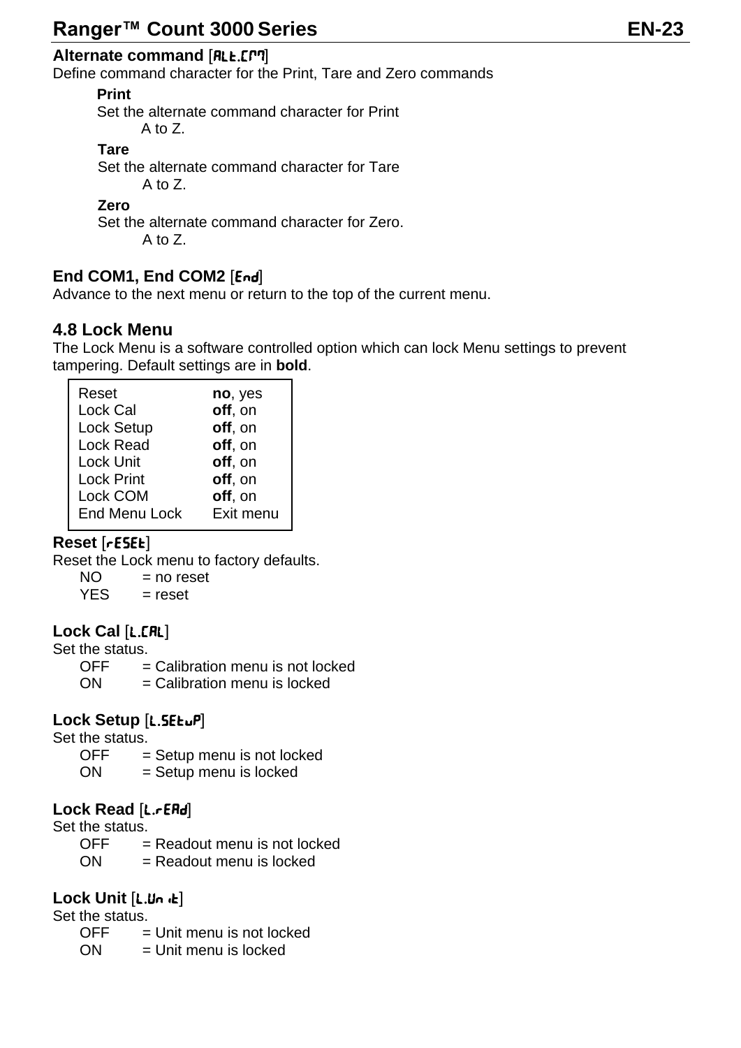**Alternate command [ALt.CMd]**

Define command character for the Print, Tare and Zero commands

**Print**

Set the alternate command character for Print

A to Z.

**Tare**

Set the alternate command character for Tare

A to Z.

**Zero**

Set the alternate command character for Zero.

A to Z.

**End COM1, End COM2 [End]**

Advance to the next menu or return to the top of the current menu.

## 4.8 Lock Menu

The Lock Menu is a software controlled option which can lock Menu settings to prevent tampering. Default settings are in **bold**.

| | |
|---|---|
| Reset | **no**, yes |
| Lock Cal | **off**, on |
| Lock Setup | **off**, on |
| Lock Read | **off**, on |
| Lock Unit | **off**, on |
| Lock Print | **off**, on |
| Lock COM | **off**, on |
| End Menu Lock | Exit menu |

**Reset [rESEt]**

Reset the Lock menu to factory defaults.

NO = no reset

YES = reset

**Lock Cal [L.CAL]**

Set the status.

OFF = Calibration menu is not locked

ON = Calibration menu is locked

**Lock Setup [L.SEtuP]**

Set the status.

OFF = Setup menu is not locked

ON = Setup menu is locked

**Lock Read [L.rEAd]**

Set the status.

OFF = Readout menu is not locked

ON = Readout menu is locked

**Lock Unit [L.Unit]**

Set the status.

OFF = Unit menu is not locked

ON = Unit menu is locked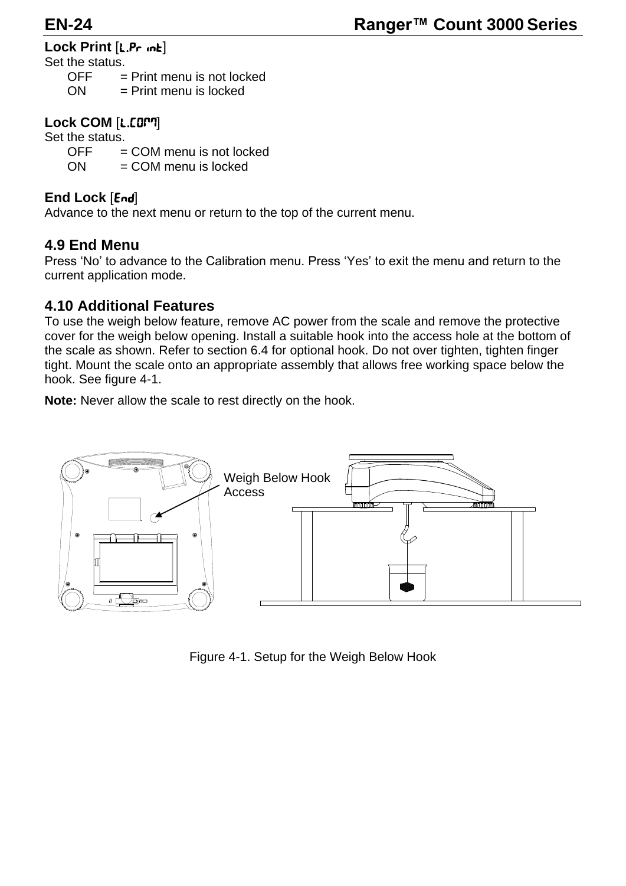**Lock Print** [L.Pr int]

Set the status.

OFF = Print menu is not locked

ON = Print menu is locked

**Lock COM** [L.COM]

Set the status.

OFF = COM menu is not locked

ON = COM menu is locked

**End Lock** [End]

Advance to the next menu or return to the top of the current menu.

### 4.9 End Menu

Press ‘No’ to advance to the Calibration menu. Press ‘Yes’ to exit the menu and return to the current application mode.

### 4.10 Additional Features

To use the weigh below feature, remove AC power from the scale and remove the protective cover for the weigh below opening. Install a suitable hook into the access hole at the bottom of the scale as shown. Refer to section 6.4 for optional hook. Do not over tighten, tighten finger tight. Mount the scale onto an appropriate assembly that allows free working space below the hook. See figure 4-1.

**Note:** Never allow the scale to rest directly on the hook.

Weigh Below Hook Access

Figure 4-1. Setup for the Weigh Below Hook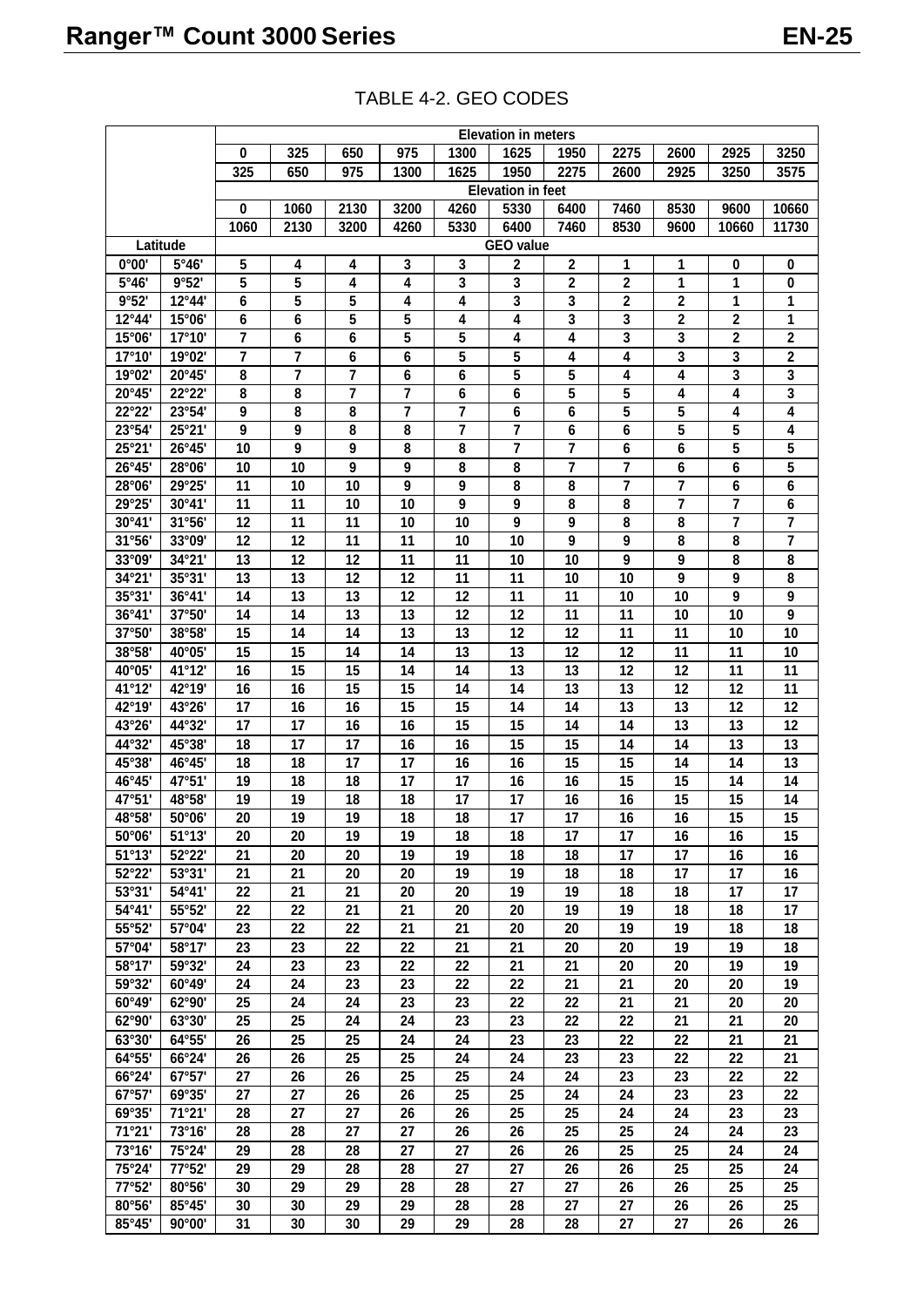TABLE 4-2. GEO CODES

| | | Elevation in meters | | | | | | | | | | |
|---|---|---|---|---|---|---|---|---|---|---|---|---|
| | | 0 | 325 | 650 | 975 | 1300 | 1625 | 1950 | 2275 | 2600 | 2925 | 3250 |
| | | 325 | 650 | 975 | 1300 | 1625 | 1950 | 2275 | 2600 | 2925 | 3250 | 3575 |
| | | Elevation in feet | | | | | | | | | | |
| | | 0 | 1060 | 2130 | 3200 | 4260 | 5330 | 6400 | 7460 | 8530 | 9600 | 10660 |
| | | 1060 | 2130 | 3200 | 4260 | 5330 | 6400 | 7460 | 8530 | 9600 | 10660 | 11730 |
| Latitude | | GEO value | | | | | | | | | | |
| 0°00' | 5°46' | 5 | 4 | 4 | 3 | 3 | 2 | 2 | 1 | 1 | 0 | 0 |
| 5°46' | 9°52' | 5 | 5 | 4 | 4 | 3 | 3 | 2 | 2 | 1 | 1 | 0 |
| 9°52' | 12°44' | 6 | 5 | 5 | 4 | 4 | 3 | 3 | 2 | 2 | 1 | 1 |
| 12°44' | 15°06' | 6 | 6 | 5 | 5 | 4 | 4 | 3 | 3 | 2 | 2 | 1 |
| 15°06' | 17°10' | 7 | 6 | 6 | 5 | 5 | 4 | 4 | 3 | 3 | 2 | 2 |
| 17°10' | 19°02' | 7 | 7 | 6 | 6 | 5 | 5 | 4 | 4 | 3 | 3 | 2 |
| 19°02' | 20°45' | 8 | 7 | 7 | 6 | 6 | 5 | 5 | 4 | 4 | 3 | 3 |
| 20°45' | 22°22' | 8 | 8 | 7 | 7 | 6 | 6 | 5 | 5 | 4 | 4 | 3 |
| 22°22' | 23°54' | 9 | 8 | 8 | 7 | 7 | 6 | 6 | 5 | 5 | 4 | 4 |
| 23°54' | 25°21' | 9 | 9 | 8 | 8 | 7 | 7 | 6 | 6 | 5 | 5 | 4 |
| 25°21' | 26°45' | 10 | 9 | 9 | 8 | 8 | 7 | 7 | 6 | 6 | 5 | 5 |
| 26°45' | 28°06' | 10 | 10 | 9 | 9 | 8 | 8 | 7 | 7 | 6 | 6 | 5 |
| 28°06' | 29°25' | 11 | 10 | 10 | 9 | 9 | 8 | 8 | 7 | 7 | 6 | 6 |
| 29°25' | 30°41' | 11 | 11 | 10 | 10 | 9 | 9 | 8 | 8 | 7 | 7 | 6 |
| 30°41' | 31°56' | 12 | 11 | 11 | 10 | 10 | 9 | 9 | 8 | 8 | 7 | 7 |
| 31°56' | 33°09' | 12 | 12 | 11 | 11 | 10 | 10 | 9 | 9 | 8 | 8 | 7 |
| 33°09' | 34°21' | 13 | 12 | 12 | 11 | 11 | 10 | 10 | 9 | 9 | 8 | 8 |
| 34°21' | 35°31' | 13 | 13 | 12 | 12 | 11 | 11 | 10 | 10 | 9 | 9 | 8 |
| 35°31' | 36°41' | 14 | 13 | 13 | 12 | 12 | 11 | 11 | 10 | 10 | 9 | 9 |
| 36°41' | 37°50' | 14 | 14 | 13 | 13 | 12 | 12 | 11 | 11 | 10 | 10 | 9 |
| 37°50' | 38°58' | 15 | 14 | 14 | 13 | 13 | 12 | 12 | 11 | 11 | 10 | 10 |
| 38°58' | 40°05' | 15 | 15 | 14 | 14 | 13 | 13 | 12 | 12 | 11 | 11 | 10 |
| 40°05' | 41°12' | 16 | 15 | 15 | 14 | 14 | 13 | 13 | 12 | 12 | 11 | 11 |
| 41°12' | 42°19' | 16 | 16 | 15 | 15 | 14 | 14 | 13 | 13 | 12 | 12 | 11 |
| 42°19' | 43°26' | 17 | 16 | 16 | 15 | 15 | 14 | 14 | 13 | 13 | 12 | 12 |
| 43°26' | 44°32' | 17 | 17 | 16 | 16 | 15 | 15 | 14 | 14 | 13 | 13 | 12 |
| 44°32' | 45°38' | 18 | 17 | 17 | 16 | 16 | 15 | 15 | 14 | 14 | 13 | 13 |
| 45°38' | 46°45' | 18 | 18 | 17 | 17 | 16 | 16 | 15 | 15 | 14 | 14 | 13 |
| 46°45' | 47°51' | 19 | 18 | 18 | 17 | 17 | 16 | 16 | 15 | 15 | 14 | 14 |
| 47°51' | 48°58' | 19 | 19 | 18 | 18 | 17 | 17 | 16 | 16 | 15 | 15 | 14 |
| 48°58' | 50°06' | 20 | 19 | 19 | 18 | 18 | 17 | 17 | 16 | 16 | 15 | 15 |
| 50°06' | 51°13' | 20 | 20 | 19 | 19 | 18 | 18 | 17 | 17 | 16 | 16 | 15 |
| 51°13' | 52°22' | 21 | 20 | 20 | 19 | 19 | 18 | 18 | 17 | 17 | 16 | 16 |
| 52°22' | 53°31' | 21 | 21 | 20 | 20 | 19 | 19 | 18 | 18 | 17 | 17 | 16 |
| 53°31' | 54°41' | 22 | 21 | 21 | 20 | 20 | 19 | 19 | 18 | 18 | 17 | 17 |
| 54°41' | 55°52' | 22 | 22 | 21 | 21 | 20 | 20 | 19 | 19 | 18 | 18 | 17 |
| 55°52' | 57°04' | 23 | 22 | 22 | 21 | 21 | 20 | 20 | 19 | 19 | 18 | 18 |
| 57°04' | 58°17' | 23 | 23 | 22 | 22 | 21 | 21 | 20 | 20 | 19 | 19 | 18 |
| 58°17' | 59°32' | 24 | 23 | 23 | 22 | 22 | 21 | 21 | 20 | 20 | 19 | 19 |
| 59°32' | 60°49' | 24 | 24 | 23 | 23 | 22 | 22 | 21 | 21 | 20 | 20 | 19 |
| 60°49' | 62°90' | 25 | 24 | 24 | 23 | 23 | 22 | 22 | 21 | 21 | 20 | 20 |
| 62°90' | 63°30' | 25 | 25 | 24 | 24 | 23 | 23 | 22 | 22 | 21 | 21 | 20 |
| 63°30' | 64°55' | 26 | 25 | 25 | 24 | 24 | 23 | 23 | 22 | 22 | 21 | 21 |
| 64°55' | 66°24' | 26 | 26 | 25 | 25 | 24 | 24 | 23 | 23 | 22 | 22 | 21 |
| 66°24' | 67°57' | 27 | 26 | 26 | 25 | 25 | 24 | 24 | 23 | 23 | 22 | 22 |
| 67°57' | 69°35' | 27 | 27 | 26 | 26 | 25 | 25 | 24 | 24 | 23 | 23 | 22 |
| 69°35' | 71°21' | 28 | 27 | 27 | 26 | 26 | 25 | 25 | 24 | 24 | 23 | 23 |
| 71°21' | 73°16' | 28 | 28 | 27 | 27 | 26 | 26 | 25 | 25 | 24 | 24 | 23 |
| 73°16' | 75°24' | 29 | 28 | 28 | 27 | 27 | 26 | 26 | 25 | 25 | 24 | 24 |
| 75°24' | 77°52' | 29 | 29 | 28 | 28 | 27 | 27 | 26 | 26 | 25 | 25 | 24 |
| 77°52' | 80°56' | 30 | 29 | 29 | 28 | 28 | 27 | 27 | 26 | 26 | 25 | 25 |
| 80°56' | 85°45' | 30 | 30 | 29 | 29 | 28 | 28 | 27 | 27 | 26 | 26 | 25 |
| 85°45' | 90°00' | 31 | 30 | 30 | 29 | 29 | 28 | 28 | 27 | 27 | 26 | 26 |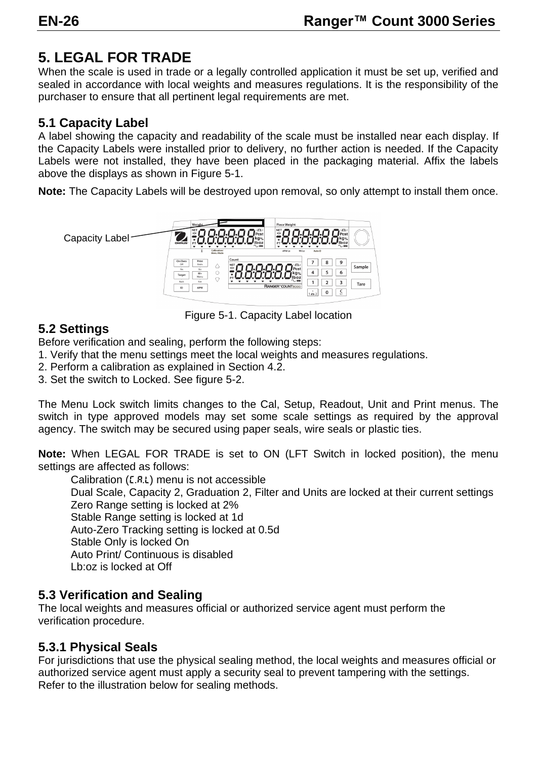# 5. LEGAL FOR TRADE

When the scale is used in trade or a legally controlled application it must be set up, verified and sealed in accordance with local weights and measures regulations. It is the responsibility of the purchaser to ensure that all pertinent legal requirements are met.

## 5.1 Capacity Label

A label showing the capacity and readability of the scale must be installed near each display. If the Capacity Labels were installed prior to delivery, no further action is needed. If the Capacity Labels were not installed, they have been placed in the packaging material. Affix the labels above the displays as shown in Figure 5-1.

**Note:** The Capacity Labels will be destroyed upon removal, so only attempt to install them once.

Capacity Label

Figure 5-1. Capacity Label location

## 5.2 Settings

Before verification and sealing, perform the following steps:

1. Verify that the menu settings meet the local weights and measures regulations.
2. Perform a calibration as explained in Section 4.2.
3. Set the switch to Locked. See figure 5-2.

The Menu Lock switch limits changes to the Cal, Setup, Readout, Unit and Print menus. The switch in type approved models may set some scale settings as required by the approval agency. The switch may be secured using paper seals, wire seals or plastic ties.

**Note:** When LEGAL FOR TRADE is set to ON (LFT Switch in locked position), the menu settings are affected as follows:

Calibration (C.A.L) menu is not accessible
Dual Scale, Capacity 2, Graduation 2, Filter and Units are locked at their current settings
Zero Range setting is locked at 2%
Stable Range setting is locked at 1d
Auto-Zero Tracking setting is locked at 0.5d
Stable Only is locked On
Auto Print/ Continuous is disabled
Lb:oz is locked at Off

## 5.3 Verification and Sealing

The local weights and measures official or authorized service agent must perform the verification procedure.

### 5.3.1 Physical Seals

For jurisdictions that use the physical sealing method, the local weights and measures official or authorized service agent must apply a security seal to prevent tampering with the settings. Refer to the illustration below for sealing methods.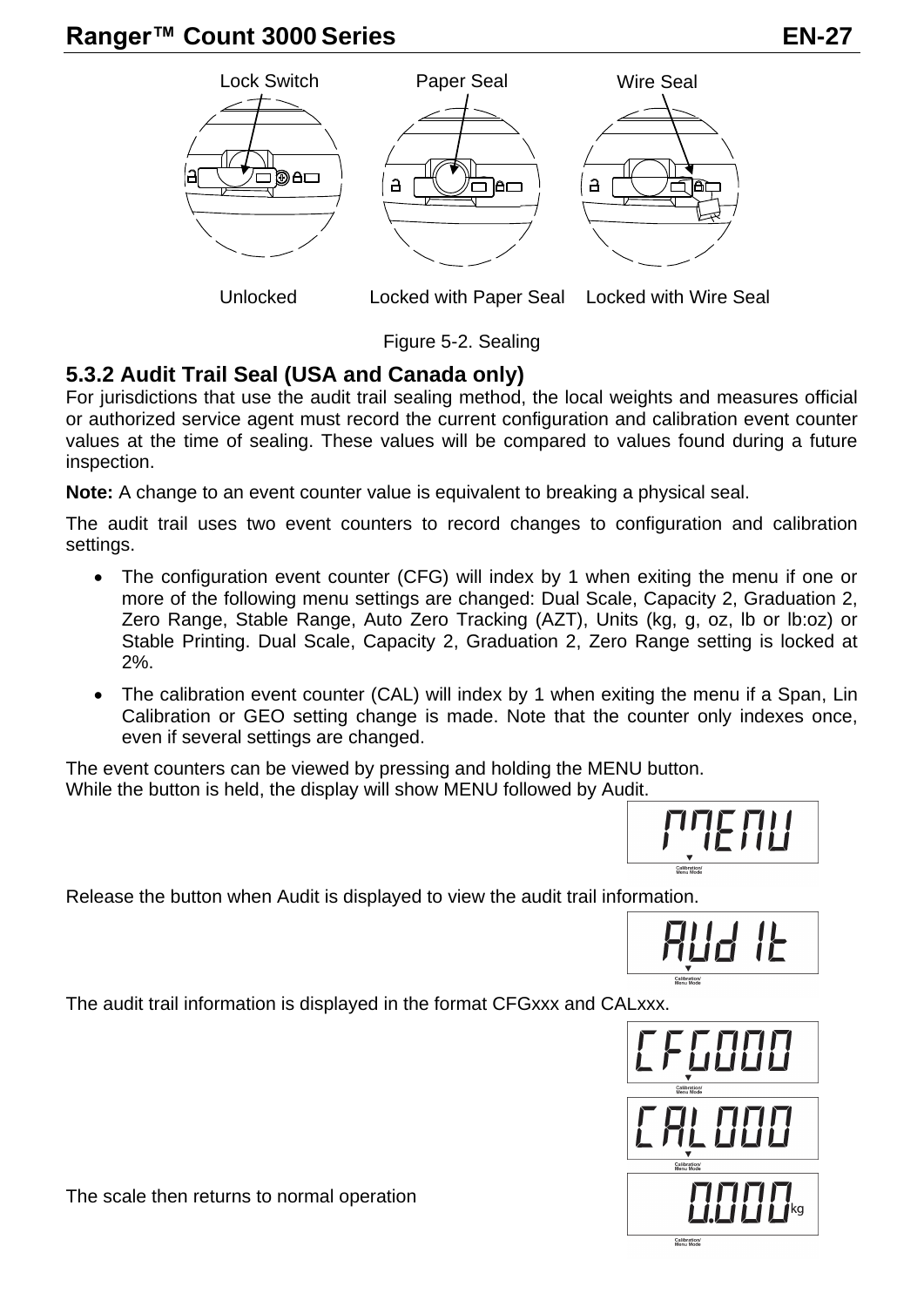Lock Switch    Paper Seal    Wire Seal

Unlocked    Locked with Paper Seal    Locked with Wire Seal

Figure 5-2. Sealing

### 5.3.2 Audit Trail Seal (USA and Canada only)

For jurisdictions that use the audit trail sealing method, the local weights and measures official or authorized service agent must record the current configuration and calibration event counter values at the time of sealing. These values will be compared to values found during a future inspection.

**Note:** A change to an event counter value is equivalent to breaking a physical seal.

The audit trail uses two event counters to record changes to configuration and calibration settings.

- The configuration event counter (CFG) will index by 1 when exiting the menu if one or more of the following menu settings are changed: Dual Scale, Capacity 2, Graduation 2, Zero Range, Stable Range, Auto Zero Tracking (AZT), Units (kg, g, oz, lb or lb:oz) or Stable Printing. Dual Scale, Capacity 2, Graduation 2, Zero Range setting is locked at 2%.
- The calibration event counter (CAL) will index by 1 when exiting the menu if a Span, Lin Calibration or GEO setting change is made. Note that the counter only indexes once, even if several settings are changed.

The event counters can be viewed by pressing and holding the MENU button.
While the button is held, the display will show MENU followed by Audit.

MENU

Calibration/ Menu Mode

Release the button when Audit is displayed to view the audit trail information.

AUdIt

Calibration/ Menu Mode

The audit trail information is displayed in the format CFGxxx and CALxxx.

CFG000

Calibration/ Menu Mode

CAL000

Calibration/ Menu Mode

The scale then returns to normal operation

0.000 kg

Calibration/ Menu Mode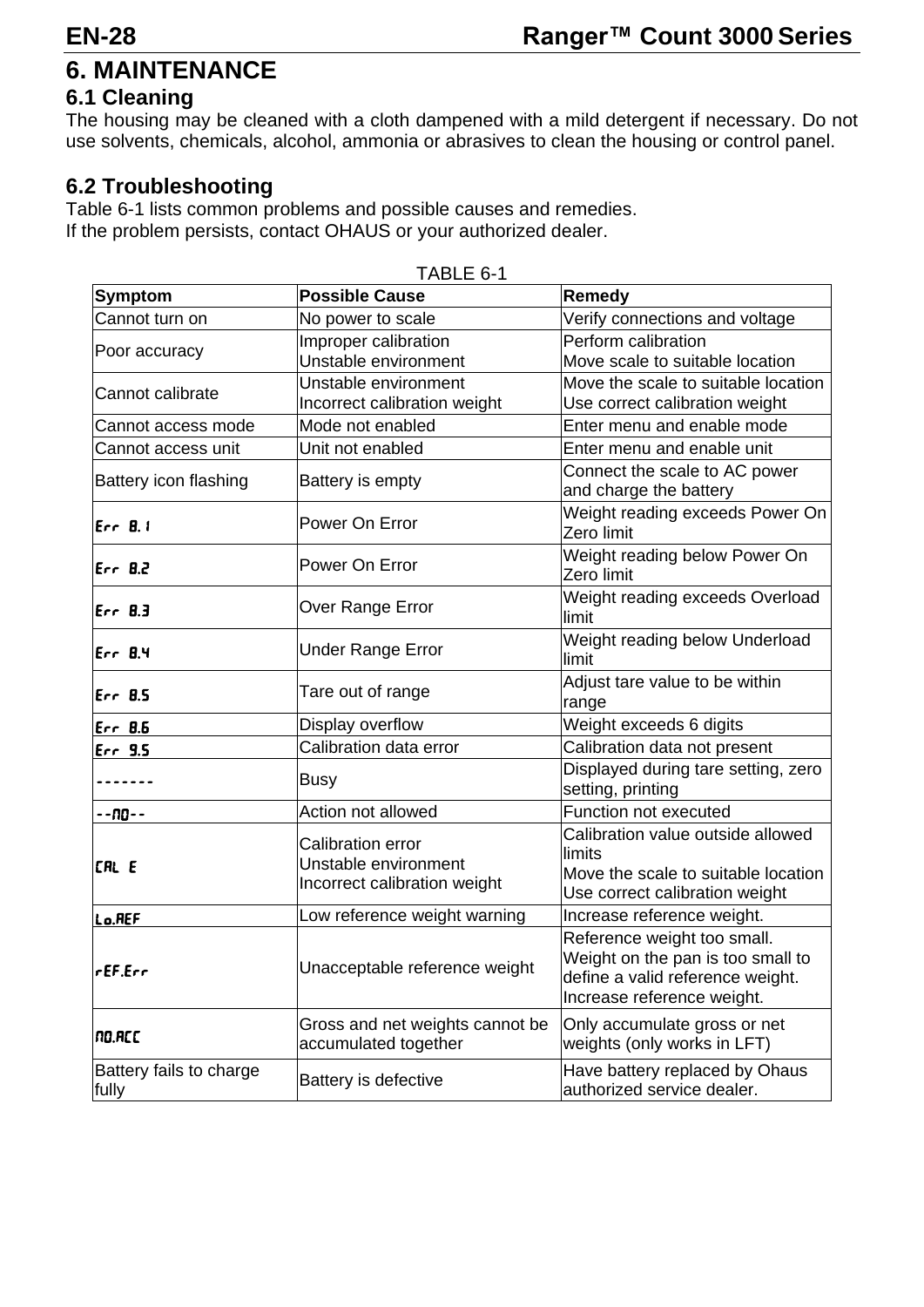# 6. MAINTENANCE

## 6.1 Cleaning

The housing may be cleaned with a cloth dampened with a mild detergent if necessary. Do not use solvents, chemicals, alcohol, ammonia or abrasives to clean the housing or control panel.

## 6.2 Troubleshooting

Table 6-1 lists common problems and possible causes and remedies.
If the problem persists, contact OHAUS or your authorized dealer.

TABLE 6-1

| Symptom | Possible Cause | Remedy |
|---|---|---|
| Cannot turn on | No power to scale | Verify connections and voltage |
| Poor accuracy | Improper calibration<br>Unstable environment | Perform calibration<br>Move scale to suitable location |
| Cannot calibrate | Unstable environment<br>Incorrect calibration weight | Move the scale to suitable location<br>Use correct calibration weight |
| Cannot access mode | Mode not enabled | Enter menu and enable mode |
| Cannot access unit | Unit not enabled | Enter menu and enable unit |
| Battery icon flashing | Battery is empty | Connect the scale to AC power and charge the battery |
| Err 8.1 | Power On Error | Weight reading exceeds Power On Zero limit |
| Err 8.2 | Power On Error | Weight reading below Power On Zero limit |
| Err 8.3 | Over Range Error | Weight reading exceeds Overload limit |
| Err 8.4 | Under Range Error | Weight reading below Underload limit |
| Err 8.5 | Tare out of range | Adjust tare value to be within range |
| Err 8.6 | Display overflow | Weight exceeds 6 digits |
| Err 9.5 | Calibration data error | Calibration data not present |
| ------- | Busy | Displayed during tare setting, zero setting, printing |
| --NO-- | Action not allowed | Function not executed |
| CAL E | Calibration error<br>Unstable environment<br>Incorrect calibration weight | Calibration value outside allowed limits<br>Move the scale to suitable location<br>Use correct calibration weight |
| Lo.REF | Low reference weight warning | Increase reference weight. |
| rEF.Err | Unacceptable reference weight | Reference weight too small.<br>Weight on the pan is too small to define a valid reference weight.<br>Increase reference weight. |
| NO.ACC | Gross and net weights cannot be accumulated together | Only accumulate gross or net weights (only works in LFT) |
| Battery fails to charge fully | Battery is defective | Have battery replaced by Ohaus authorized service dealer. |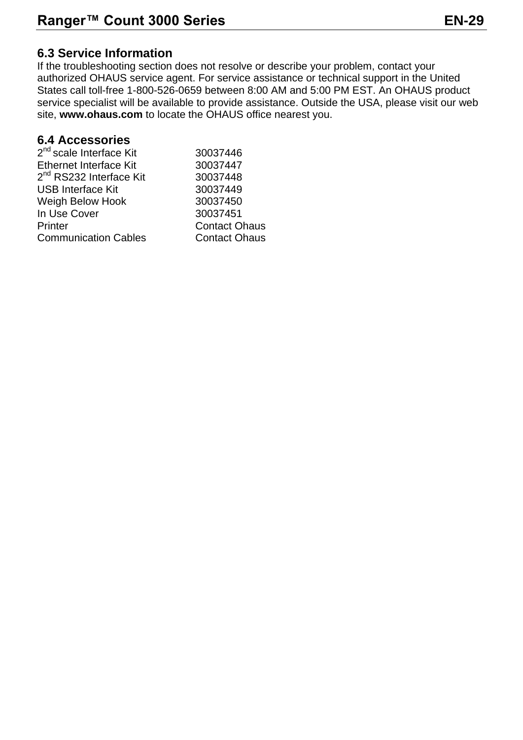## 6.3 Service Information

If the troubleshooting section does not resolve or describe your problem, contact your authorized OHAUS service agent. For service assistance or technical support in the United States call toll-free 1-800-526-0659 between 8:00 AM and 5:00 PM EST. An OHAUS product service specialist will be available to provide assistance. Outside the USA, please visit our web site, **www.ohaus.com** to locate the OHAUS office nearest you.

## 6.4 Accessories

| | |
|---|---|
| 2nd scale Interface Kit | 30037446 |
| Ethernet Interface Kit | 30037447 |
| 2nd RS232 Interface Kit | 30037448 |
| USB Interface Kit | 30037449 |
| Weigh Below Hook | 30037450 |
| In Use Cover | 30037451 |
| Printer | Contact Ohaus |
| Communication Cables | Contact Ohaus |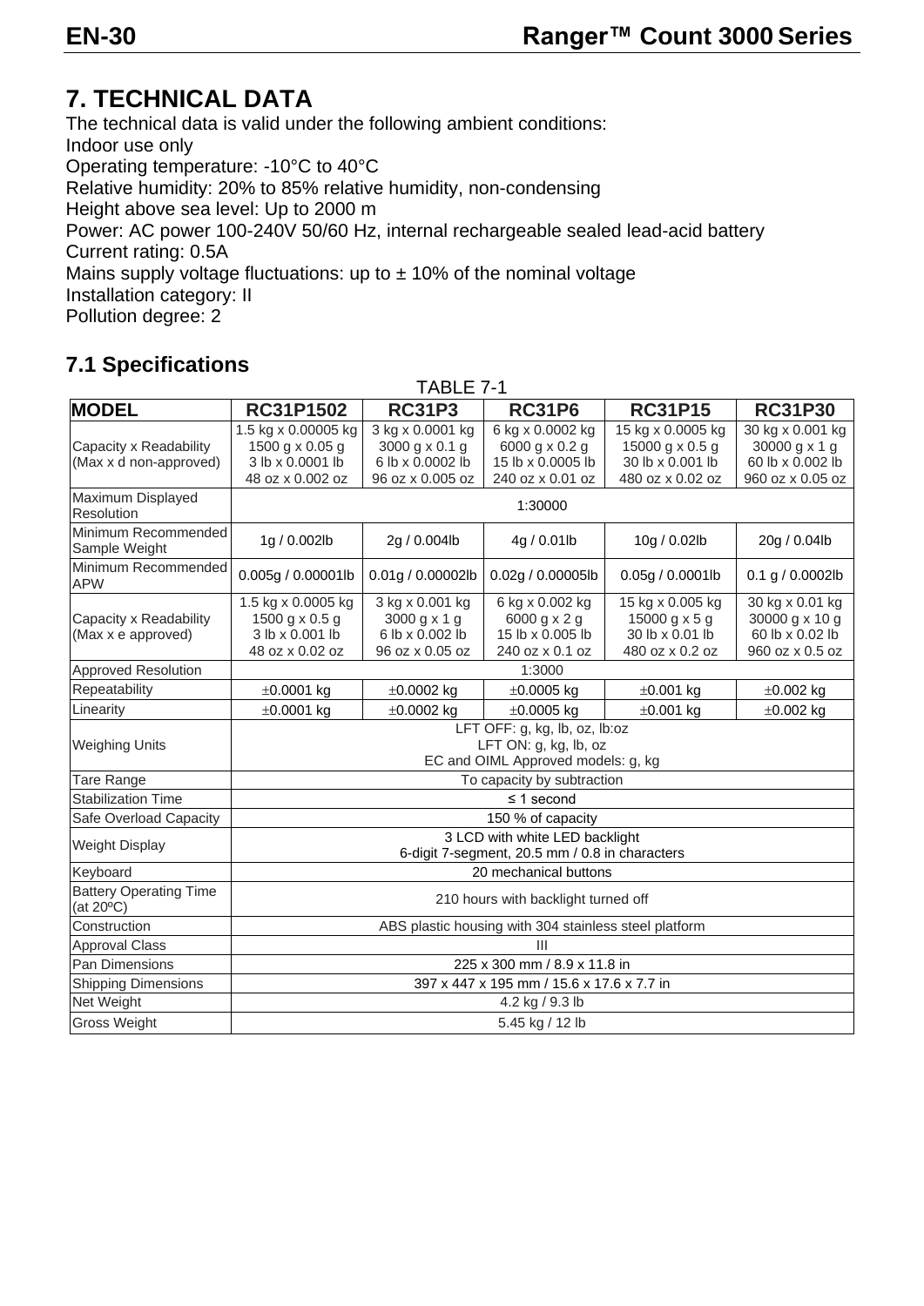# 7. TECHNICAL DATA

The technical data is valid under the following ambient conditions:
Indoor use only
Operating temperature: -10°C to 40°C
Relative humidity: 20% to 85% relative humidity, non-condensing
Height above sea level: Up to 2000 m
Power: AC power 100-240V 50/60 Hz, internal rechargeable sealed lead-acid battery
Current rating: 0.5A
Mains supply voltage fluctuations: up to ± 10% of the nominal voltage
Installation category: II
Pollution degree: 2

## 7.1 Specifications

TABLE 7-1

| MODEL | RC31P1502 | RC31P3 | RC31P6 | RC31P15 | RC31P30 |
|---|---|---|---|---|---|
| Capacity x Readability (Max x d non-approved) | 1.5 kg x 0.00005 kg<br>1500 g x 0.05 g<br>3 lb x 0.0001 lb<br>48 oz x 0.002 oz | 3 kg x 0.0001 kg<br>3000 g x 0.1 g<br>6 lb x 0.0002 lb<br>96 oz x 0.005 oz | 6 kg x 0.0002 kg<br>6000 g x 0.2 g<br>15 lb x 0.0005 lb<br>240 oz x 0.01 oz | 15 kg x 0.0005 kg<br>15000 g x 0.5 g<br>30 lb x 0.001 lb<br>480 oz x 0.02 oz | 30 kg x 0.001 kg<br>30000 g x 1 g<br>60 lb x 0.002 lb<br>960 oz x 0.05 oz |
| Maximum Displayed Resolution | 1:30000 | | | | |
| Minimum Recommended Sample Weight | 1g / 0.002lb | 2g / 0.004lb | 4g / 0.01lb | 10g / 0.02lb | 20g / 0.04lb |
| Minimum Recommended APW | 0.005g / 0.00001lb | 0.01g / 0.00002lb | 0.02g / 0.00005lb | 0.05g / 0.0001lb | 0.1 g / 0.0002lb |
| Capacity x Readability (Max x e approved) | 1.5 kg x 0.0005 kg<br>1500 g x 0.5 g<br>3 lb x 0.001 lb<br>48 oz x 0.02 oz | 3 kg x 0.001 kg<br>3000 g x 1 g<br>6 lb x 0.002 lb<br>96 oz x 0.05 oz | 6 kg x 0.002 kg<br>6000 g x 2 g<br>15 lb x 0.005 lb<br>240 oz x 0.1 oz | 15 kg x 0.005 kg<br>15000 g x 5 g<br>30 lb x 0.01 lb<br>480 oz x 0.2 oz | 30 kg x 0.01 kg<br>30000 g x 10 g<br>60 lb x 0.02 lb<br>960 oz x 0.5 oz |
| Approved Resolution | 1:3000 | | | | |
| Repeatability | ±0.0001 kg | ±0.0002 kg | ±0.0005 kg | ±0.001 kg | ±0.002 kg |
| Linearity | ±0.0001 kg | ±0.0002 kg | ±0.0005 kg | ±0.001 kg | ±0.002 kg |
| Weighing Units | LFT OFF: g, kg, lb, oz, lb:oz<br>LFT ON: g, kg, lb, oz<br>EC and OIML Approved models: g, kg | | | | |
| Tare Range | To capacity by subtraction | | | | |
| Stabilization Time | ≤ 1 second | | | | |
| Safe Overload Capacity | 150 % of capacity | | | | |
| Weight Display | 3 LCD with white LED backlight<br>6-digit 7-segment, 20.5 mm / 0.8 in characters | | | | |
| Keyboard | 20 mechanical buttons | | | | |
| Battery Operating Time (at 20ºC) | 210 hours with backlight turned off | | | | |
| Construction | ABS plastic housing with 304 stainless steel platform | | | | |
| Approval Class | III | | | | |
| Pan Dimensions | 225 x 300 mm / 8.9 x 11.8 in | | | | |
| Shipping Dimensions | 397 x 447 x 195 mm / 15.6 x 17.6 x 7.7 in | | | | |
| Net Weight | 4.2 kg / 9.3 lb | | | | |
| Gross Weight | 5.45 kg / 12 lb | | | | |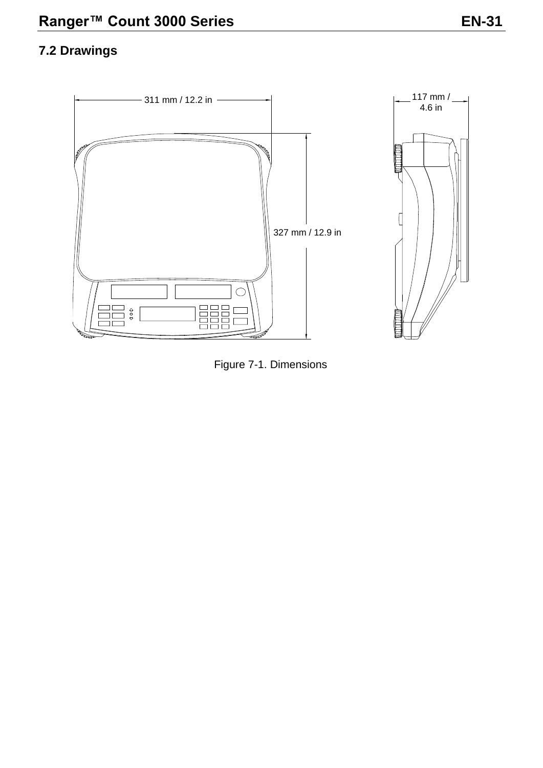## 7.2 Drawings

311 mm / 12.2 in

327 mm / 12.9 in

117 mm / 4.6 in

Figure 7-1. Dimensions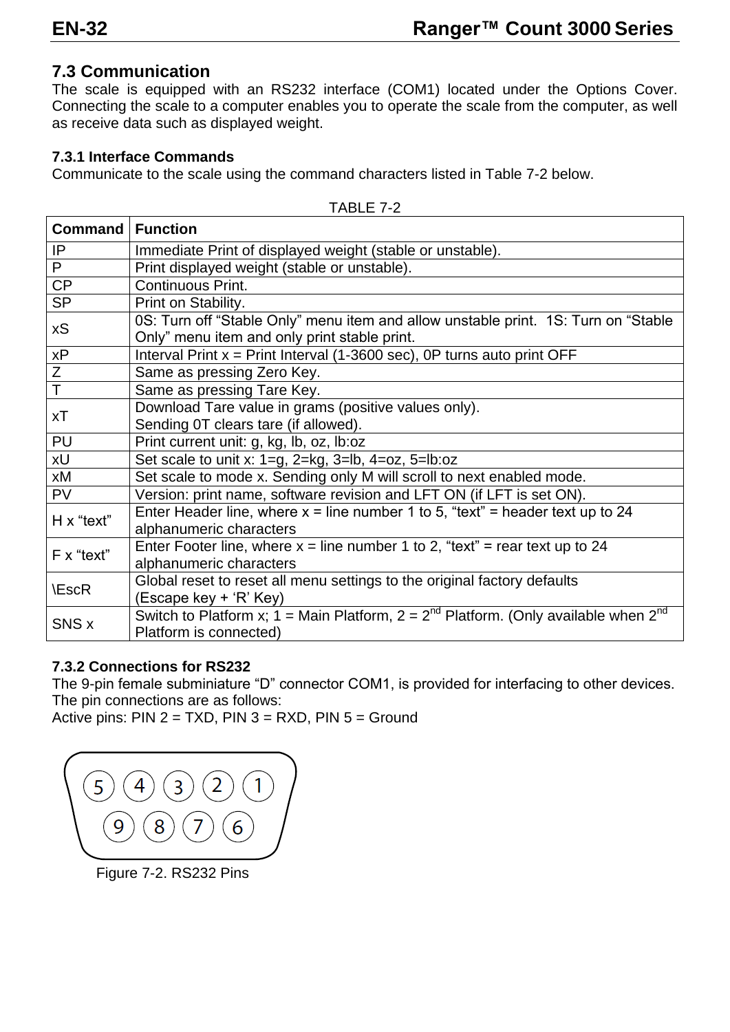## 7.3 Communication

The scale is equipped with an RS232 interface (COM1) located under the Options Cover. Connecting the scale to a computer enables you to operate the scale from the computer, as well as receive data such as displayed weight.

### 7.3.1 Interface Commands

Communicate to the scale using the command characters listed in Table 7-2 below.

TABLE 7-2

| Command | Function |
|---|---|
| IP | Immediate Print of displayed weight (stable or unstable). |
| P | Print displayed weight (stable or unstable). |
| CP | Continuous Print. |
| SP | Print on Stability. |
| xS | 0S: Turn off “Stable Only” menu item and allow unstable print. 1S: Turn on “Stable Only” menu item and only print stable print. |
| xP | Interval Print x = Print Interval (1-3600 sec), 0P turns auto print OFF |
| Z | Same as pressing Zero Key. |
| T | Same as pressing Tare Key. |
| xT | Download Tare value in grams (positive values only). Sending 0T clears tare (if allowed). |
| PU | Print current unit: g, kg, lb, oz, lb:oz |
| xU | Set scale to unit x: 1=g, 2=kg, 3=lb, 4=oz, 5=lb:oz |
| xM | Set scale to mode x. Sending only M will scroll to next enabled mode. |
| PV | Version: print name, software revision and LFT ON (if LFT is set ON). |
| H x “text” | Enter Header line, where x = line number 1 to 5, “text” = header text up to 24 alphanumeric characters |
| F x “text” | Enter Footer line, where x = line number 1 to 2, “text” = rear text up to 24 alphanumeric characters |
| \EscR | Global reset to reset all menu settings to the original factory defaults (Escape key + ‘R’ Key) |
| SNS x | Switch to Platform x; 1 = Main Platform, 2 = 2nd Platform. (Only available when 2nd Platform is connected) |

### 7.3.2 Connections for RS232

The 9-pin female subminiature “D” connector COM1, is provided for interfacing to other devices. The pin connections are as follows:

Active pins: PIN 2 = TXD, PIN 3 = RXD, PIN 5 = Ground

5 4 3 2 1

9 8 7 6

Figure 7-2. RS232 Pins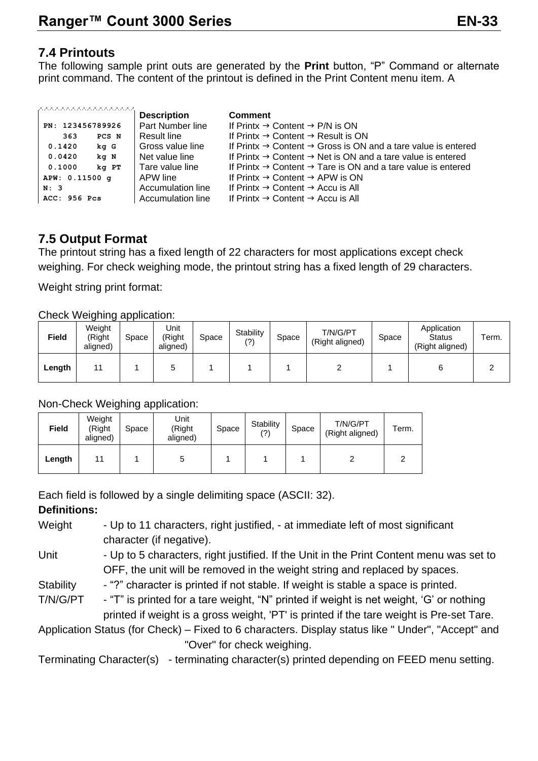## 7.4 Printouts

The following sample print outs are generated by the **Print** button, "P" Command or alternate print command. The content of the printout is defined in the Print Content menu item. A

| Printout | Description | Comment |
|---|---|---|
| PN: 123456789926 | Part Number line | If Printx → Content → P/N is ON |
| 363 PCS N | Result line | If Printx → Content → Result is ON |
| 0.1420 kg G | Gross value line | If Printx → Content → Gross is ON and a tare value is entered |
| 0.0420 kg N | Net value line | If Printx → Content → Net is ON and a tare value is entered |
| 0.1000 kg PT | Tare value line | If Printx → Content → Tare is ON and a tare value is entered |
| APW: 0.11500 g | APW line | If Printx → Content → APW is ON |
| N: 3 | Accumulation line | If Printx → Content → Accu is All |
| ACC: 956 Pcs | Accumulation line | If Printx → Content → Accu is All |

## 7.5 Output Format

The printout string has a fixed length of 22 characters for most applications except check weighing. For check weighing mode, the printout string has a fixed length of 29 characters.

Weight string print format:

Check Weighing application:

| Field | Weight (Right aligned) | Space | Unit (Right aligned) | Space | Stability (?) | Space | T/N/G/PT (Right aligned) | Space | Application Status (Right aligned) | Term. |
|---|---|---|---|---|---|---|---|---|---|---|
| **Length** | 11 | 1 | 5 | 1 | 1 | 1 | 2 | 1 | 6 | 2 |

Non-Check Weighing application:

| Field | Weight (Right aligned) | Space | Unit (Right aligned) | Space | Stability (?) | Space | T/N/G/PT (Right aligned) | Term. |
|---|---|---|---|---|---|---|---|---|
| **Length** | 11 | 1 | 5 | 1 | 1 | 1 | 2 | 2 |

Each field is followed by a single delimiting space (ASCII: 32).

**Definitions:**

Weight - Up to 11 characters, right justified, - at immediate left of most significant character (if negative).

Unit - Up to 5 characters, right justified. If the Unit in the Print Content menu was set to OFF, the unit will be removed in the weight string and replaced by spaces.

Stability - "?" character is printed if not stable. If weight is stable a space is printed.

T/N/G/PT - "T" is printed for a tare weight, "N" printed if weight is net weight, 'G' or nothing printed if weight is a gross weight, 'PT' is printed if the tare weight is Pre-set Tare.

Application Status (for Check) – Fixed to 6 characters. Display status like " Under", "Accept" and "Over" for check weighing.

Terminating Character(s) - terminating character(s) printed depending on FEED menu setting.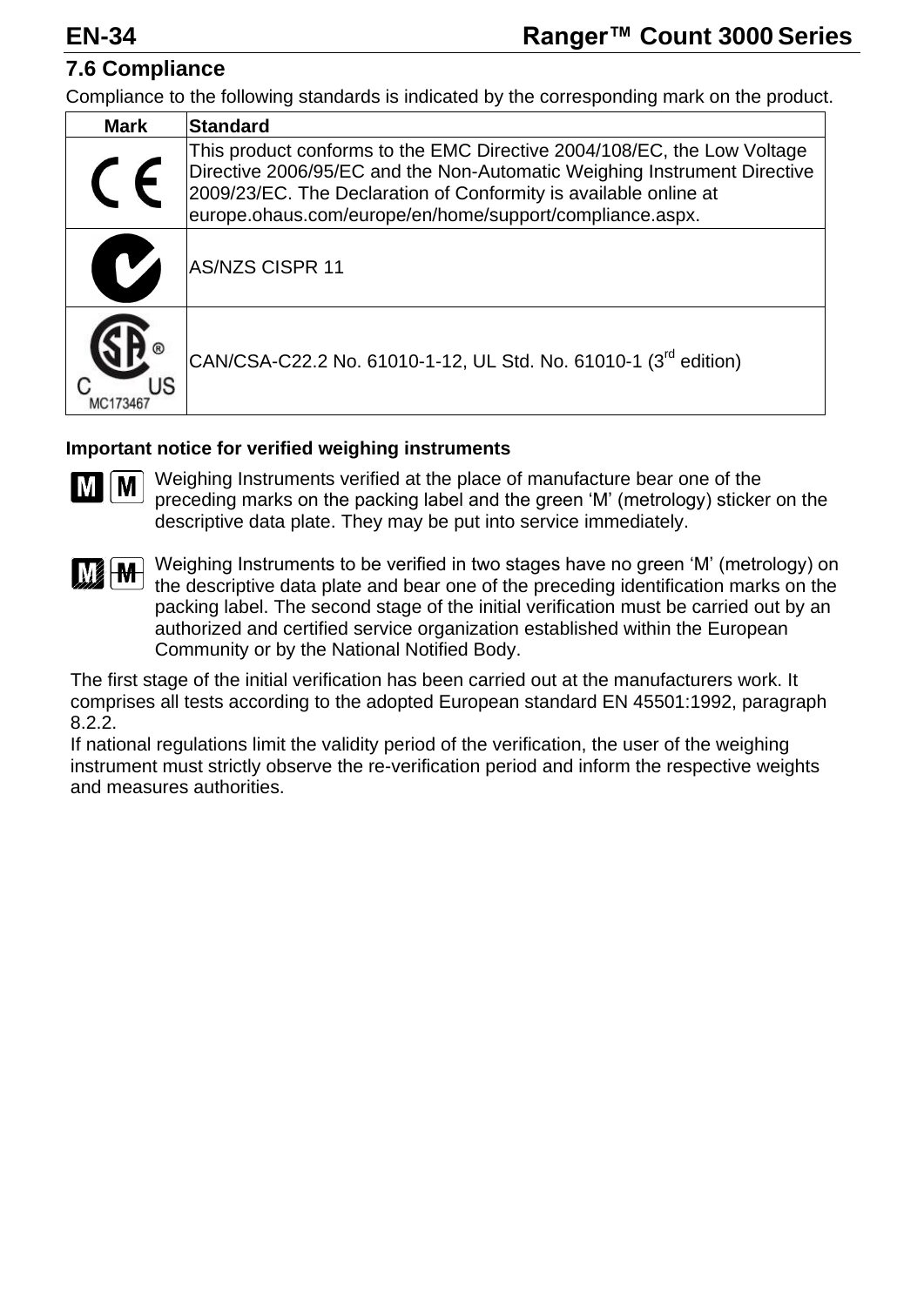## 7.6 Compliance

Compliance to the following standards is indicated by the corresponding mark on the product.

| Mark | Standard |
|---|---|
| CE | This product conforms to the EMC Directive 2004/108/EC, the Low Voltage Directive 2006/95/EC and the Non-Automatic Weighing Instrument Directive 2009/23/EC. The Declaration of Conformity is available online at europe.ohaus.com/europe/en/home/support/compliance.aspx. |
| | AS/NZS CISPR 11 |
| C SP US MC173467 | CAN/CSA-C22.2 No. 61010-1-12, UL Std. No. 61010-1 (3rd edition) |

**Important notice for verified weighing instruments**

Weighing Instruments verified at the place of manufacture bear one of the preceding marks on the packing label and the green 'M' (metrology) sticker on the descriptive data plate. They may be put into service immediately.

Weighing Instruments to be verified in two stages have no green 'M' (metrology) on the descriptive data plate and bear one of the preceding identification marks on the packing label. The second stage of the initial verification must be carried out by an authorized and certified service organization established within the European Community or by the National Notified Body.

The first stage of the initial verification has been carried out at the manufacturers work. It comprises all tests according to the adopted European standard EN 45501:1992, paragraph 8.2.2.
If national regulations limit the validity period of the verification, the user of the weighing instrument must strictly observe the re-verification period and inform the respective weights and measures authorities.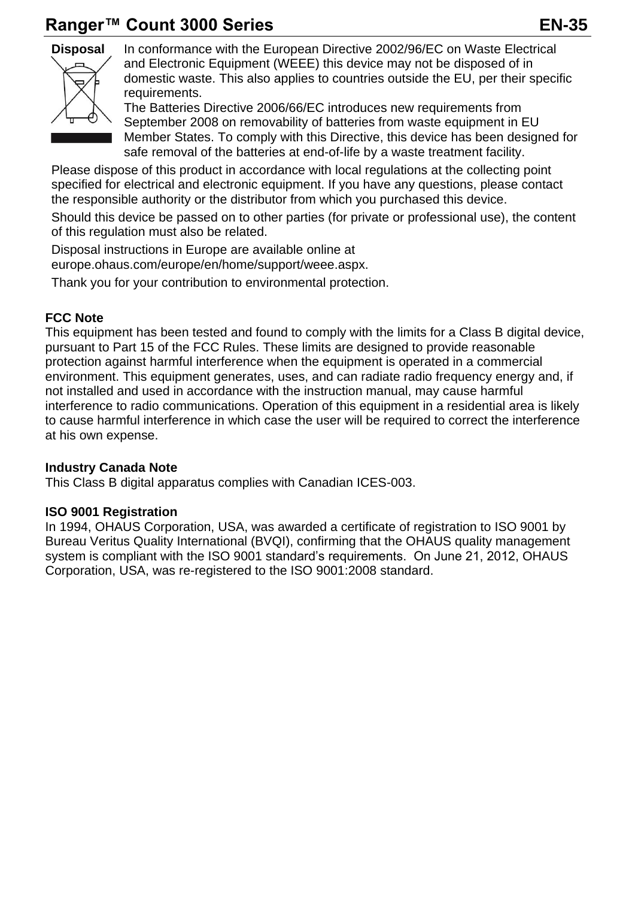**Disposal**

In conformance with the European Directive 2002/96/EC on Waste Electrical and Electronic Equipment (WEEE) this device may not be disposed of in domestic waste. This also applies to countries outside the EU, per their specific requirements.

The Batteries Directive 2006/66/EC introduces new requirements from September 2008 on removability of batteries from waste equipment in EU Member States. To comply with this Directive, this device has been designed for safe removal of the batteries at end-of-life by a waste treatment facility.

Please dispose of this product in accordance with local regulations at the collecting point specified for electrical and electronic equipment. If you have any questions, please contact the responsible authority or the distributor from which you purchased this device.

Should this device be passed on to other parties (for private or professional use), the content of this regulation must also be related.

Disposal instructions in Europe are available online at europe.ohaus.com/europe/en/home/support/weee.aspx.

Thank you for your contribution to environmental protection.

**FCC Note**

This equipment has been tested and found to comply with the limits for a Class B digital device, pursuant to Part 15 of the FCC Rules. These limits are designed to provide reasonable protection against harmful interference when the equipment is operated in a commercial environment. This equipment generates, uses, and can radiate radio frequency energy and, if not installed and used in accordance with the instruction manual, may cause harmful interference to radio communications. Operation of this equipment in a residential area is likely to cause harmful interference in which case the user will be required to correct the interference at his own expense.

**Industry Canada Note**

This Class B digital apparatus complies with Canadian ICES-003.

**ISO 9001 Registration**

In 1994, OHAUS Corporation, USA, was awarded a certificate of registration to ISO 9001 by Bureau Veritus Quality International (BVQI), confirming that the OHAUS quality management system is compliant with the ISO 9001 standard's requirements. On June 21, 2012, OHAUS Corporation, USA, was re-registered to the ISO 9001:2008 standard.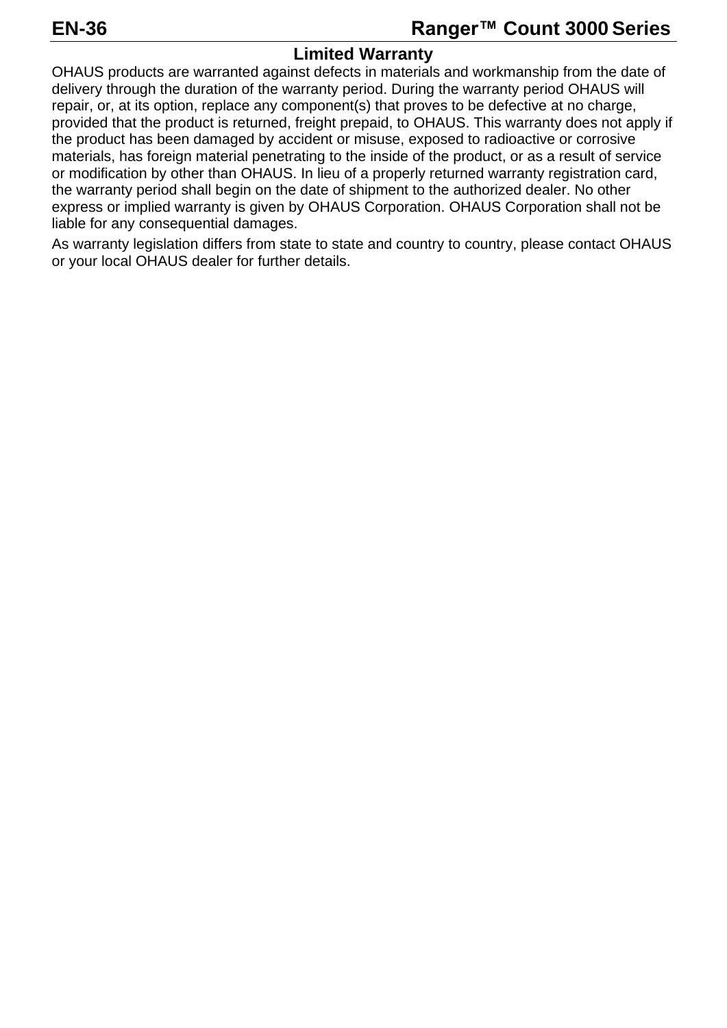## Limited Warranty

OHAUS products are warranted against defects in materials and workmanship from the date of delivery through the duration of the warranty period. During the warranty period OHAUS will repair, or, at its option, replace any component(s) that proves to be defective at no charge, provided that the product is returned, freight prepaid, to OHAUS. This warranty does not apply if the product has been damaged by accident or misuse, exposed to radioactive or corrosive materials, has foreign material penetrating to the inside of the product, or as a result of service or modification by other than OHAUS. In lieu of a properly returned warranty registration card, the warranty period shall begin on the date of shipment to the authorized dealer. No other express or implied warranty is given by OHAUS Corporation. OHAUS Corporation shall not be liable for any consequential damages.

As warranty legislation differs from state to state and country to country, please contact OHAUS or your local OHAUS dealer for further details.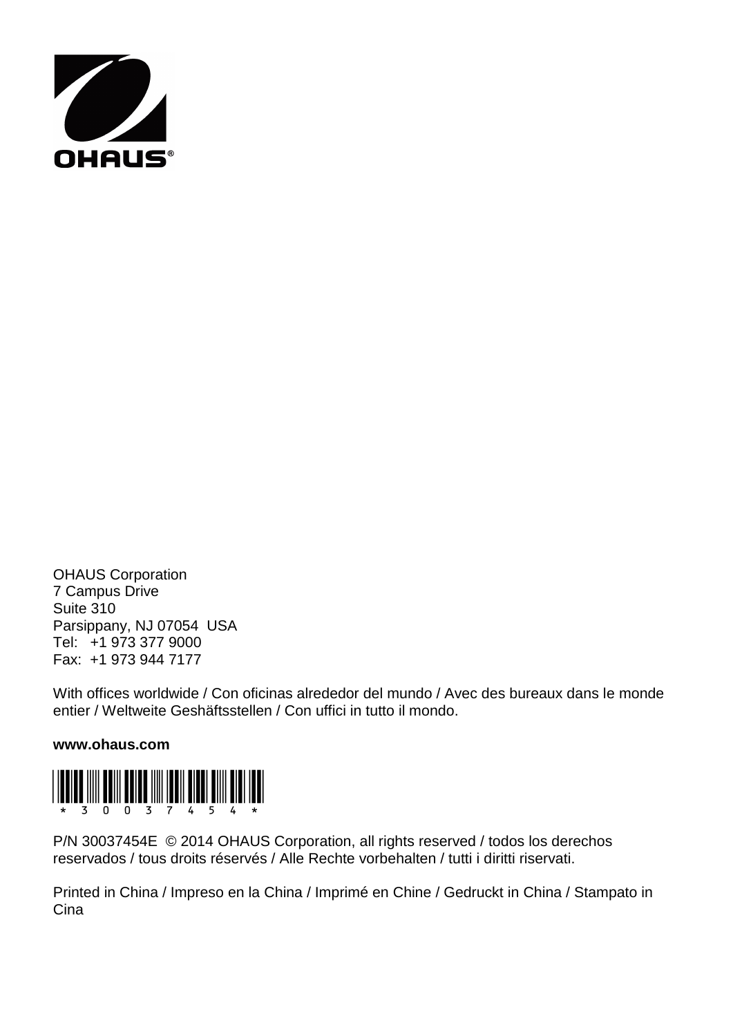OHAUS Corporation
7 Campus Drive
Suite 310
Parsippany, NJ 07054 USA
Tel: +1 973 377 9000
Fax: +1 973 944 7177

With offices worldwide / Con oficinas alrededor del mundo / Avec des bureaux dans le monde entier / Weltweite Geshäftsstellen / Con uffici in tutto il mondo.

**www.ohaus.com**

*30037454*

P/N 30037454E © 2014 OHAUS Corporation, all rights reserved / todos los derechos reservados / tous droits réservés / Alle Rechte vorbehalten / tutti i diritti riservati.

Printed in China / Impreso en la China / Imprimé en Chine / Gedruckt in China / Stampato in Cina